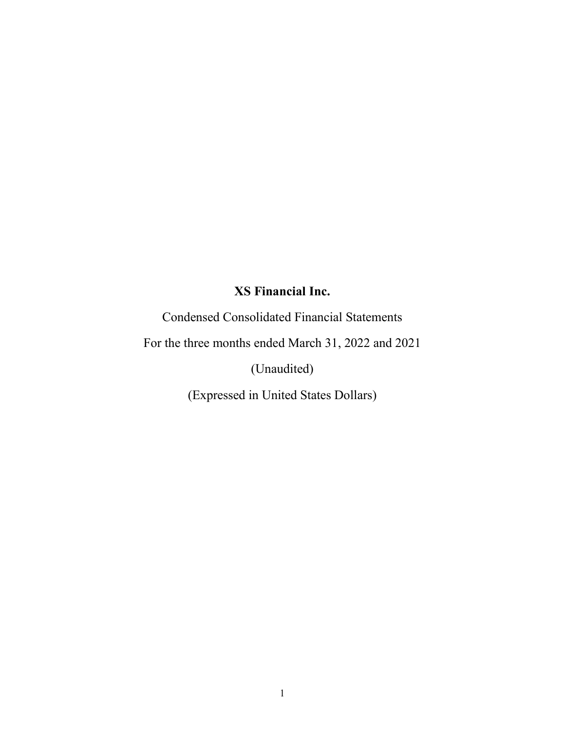# XS Financial Inc.

Condensed Consolidated Financial Statements

For the three months ended March 31, 2022 and 2021

(Unaudited)

(Expressed in United States Dollars)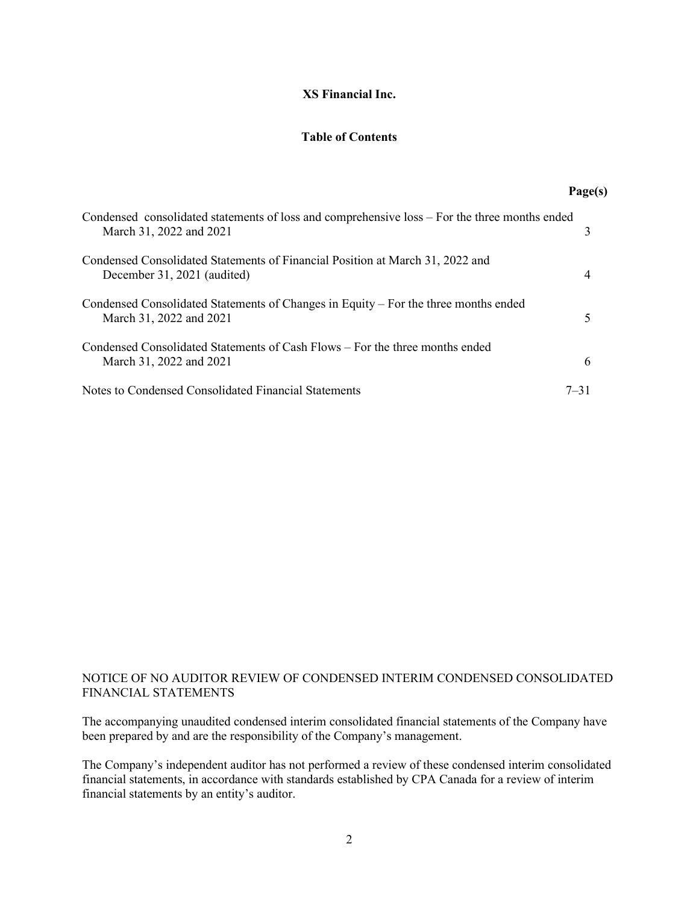**XS Financial Inc.**

**Table of Contents**

| | Page(s) |
|---|---|
| Condensed consolidated statements of loss and comprehensive loss – For the three months ended March 31, 2022 and 2021 | 3 |
| Condensed Consolidated Statements of Financial Position at March 31, 2022 and December 31, 2021 (audited) | 4 |
| Condensed Consolidated Statements of Changes in Equity – For the three months ended March 31, 2022 and 2021 | 5 |
| Condensed Consolidated Statements of Cash Flows – For the three months ended March 31, 2022 and 2021 | 6 |
| Notes to Condensed Consolidated Financial Statements | 7–31 |

NOTICE OF NO AUDITOR REVIEW OF CONDENSED INTERIM CONDENSED CONSOLIDATED FINANCIAL STATEMENTS

The accompanying unaudited condensed interim consolidated financial statements of the Company have been prepared by and are the responsibility of the Company's management.

The Company's independent auditor has not performed a review of these condensed interim consolidated financial statements, in accordance with standards established by CPA Canada for a review of interim financial statements by an entity's auditor.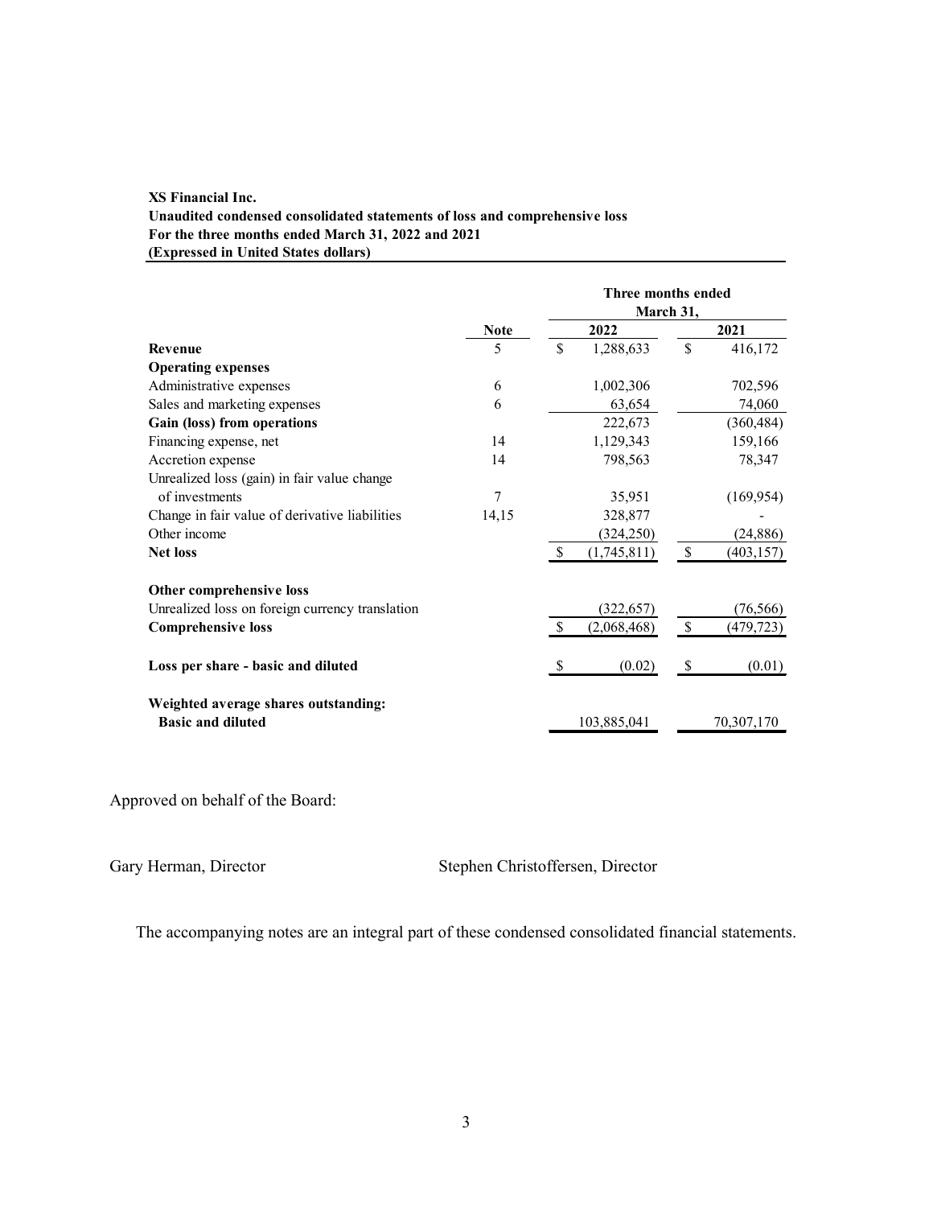**XS Financial Inc.**
**Unaudited condensed consolidated statements of loss and comprehensive loss**
**For the three months ended March 31, 2022 and 2021**
**(Expressed in United States dollars)**

| | | Three months ended March 31, | |
|---|---|---|---|
| | **Note** | **2022** | **2021** |
| **Revenue** | 5 | $ 1,288,633 | $ 416,172 |
| **Operating expenses** | | | |
| Administrative expenses | 6 | 1,002,306 | 702,596 |
| Sales and marketing expenses | 6 | 63,654 | 74,060 |
| **Gain (loss) from operations** | | 222,673 | (360,484) |
| Financing expense, net | 14 | 1,129,343 | 159,166 |
| Accretion expense | 14 | 798,563 | 78,347 |
| Unrealized loss (gain) in fair value change of investments | 7 | 35,951 | (169,954) |
| Change in fair value of derivative liabilities | 14,15 | 328,877 | - |
| Other income | | (324,250) | (24,886) |
| **Net loss** | | $ (1,745,811) | $ (403,157) |
| | | | |
| **Other comprehensive loss** | | | |
| Unrealized loss on foreign currency translation | | (322,657) | (76,566) |
| **Comprehensive loss** | | $ (2,068,468) | $ (479,723) |
| | | | |
| **Loss per share - basic and diluted** | | $ (0.02) | $ (0.01) |
| | | | |
| **Weighted average shares outstanding:** | | | |
| **Basic and diluted** | | 103,885,041 | 70,307,170 |

Approved on behalf of the Board:

Gary Herman, Director

Stephen Christoffersen, Director

The accompanying notes are an integral part of these condensed consolidated financial statements.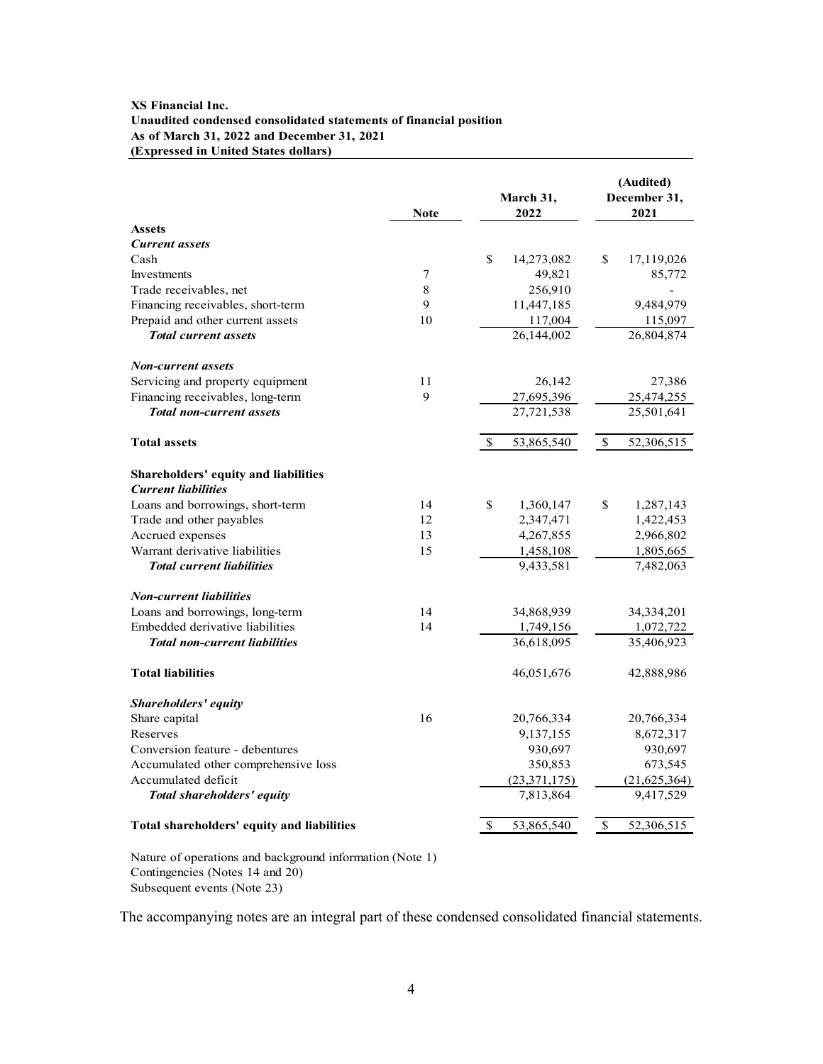**XS Financial Inc.**
**Unaudited condensed consolidated statements of financial position**
**As of March 31, 2022 and December 31, 2021**
**(Expressed in United States dollars)**

| | Note | March 31, 2022 | (Audited) December 31, 2021 |
|---|---|---|---|
| **Assets** | | | |
| ***Current assets*** | | | |
| Cash | | $ 14,273,082 | $ 17,119,026 |
| Investments | 7 | 49,821 | 85,772 |
| Trade receivables, net | 8 | 256,910 | - |
| Financing receivables, short-term | 9 | 11,447,185 | 9,484,979 |
| Prepaid and other current assets | 10 | 117,004 | 115,097 |
| ***Total current assets*** | | 26,144,002 | 26,804,874 |
| ***Non-current assets*** | | | |
| Servicing and property equipment | 11 | 26,142 | 27,386 |
| Financing receivables, long-term | 9 | 27,695,396 | 25,474,255 |
| ***Total non-current assets*** | | 27,721,538 | 25,501,641 |
| **Total assets** | | $ 53,865,540 | $ 52,306,515 |
| **Shareholders' equity and liabilities** | | | |
| ***Current liabilities*** | | | |
| Loans and borrowings, short-term | 14 | $ 1,360,147 | $ 1,287,143 |
| Trade and other payables | 12 | 2,347,471 | 1,422,453 |
| Accrued expenses | 13 | 4,267,855 | 2,966,802 |
| Warrant derivative liabilities | 15 | 1,458,108 | 1,805,665 |
| ***Total current liabilities*** | | 9,433,581 | 7,482,063 |
| ***Non-current liabilities*** | | | |
| Loans and borrowings, long-term | 14 | 34,868,939 | 34,334,201 |
| Embedded derivative liabilities | 14 | 1,749,156 | 1,072,722 |
| ***Total non-current liabilities*** | | 36,618,095 | 35,406,923 |
| **Total liabilities** | | 46,051,676 | 42,888,986 |
| ***Shareholders' equity*** | | | |
| Share capital | 16 | 20,766,334 | 20,766,334 |
| Reserves | | 9,137,155 | 8,672,317 |
| Conversion feature - debentures | | 930,697 | 930,697 |
| Accumulated other comprehensive loss | | 350,853 | 673,545 |
| Accumulated deficit | | (23,371,175) | (21,625,364) |
| ***Total shareholders' equity*** | | 7,813,864 | 9,417,529 |
| **Total shareholders' equity and liabilities** | | $ 53,865,540 | $ 52,306,515 |

Nature of operations and background information (Note 1)
Contingencies (Notes 14 and 20)
Subsequent events (Note 23)

The accompanying notes are an integral part of these condensed consolidated financial statements.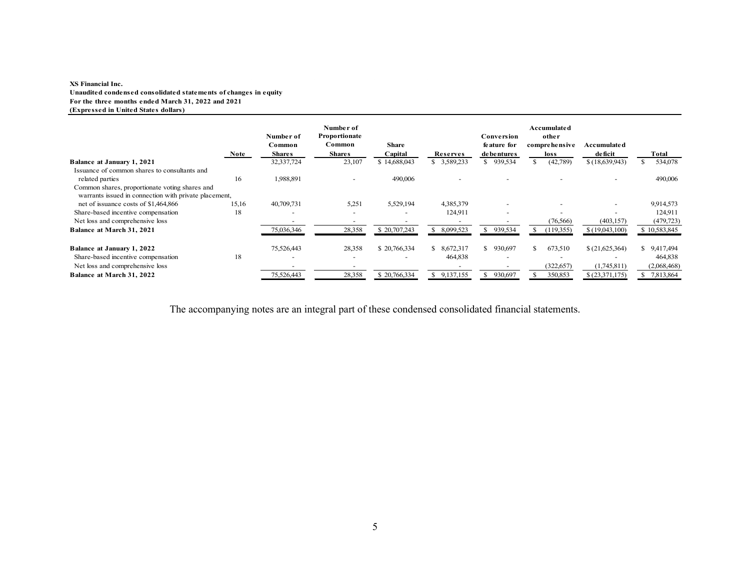**XS Financial Inc.**
**Unaudited condensed consolidated statements of changes in equity**
**For the three months ended March 31, 2022 and 2021**
**(Expressed in United States dollars)**

| | Note | Number of Common Shares | Number of Proportionate Common Shares | Share Capital | Reserves | Conversion feature for debentures | Accumulated other comprehensive loss | Accumulated deficit | Total |
|---|---|---|---|---|---|---|---|---|---|
| **Balance at January 1, 2021** | | 32,337,724 | 23,107 | $ 14,688,043 | $ 3,589,233 | $ 939,534 | $ (42,789) | $ (18,639,943) | $ 534,078 |
| Issuance of common shares to consultants and related parties | 16 | 1,988,891 | - | 490,006 | - | - | - | - | 490,006 |
| Common shares, proportionate voting shares and warrants issued in connection with private placement, net of issuance costs of $1,464,866 | 15,16 | 40,709,731 | 5,251 | 5,529,194 | 4,385,379 | - | - | - | 9,914,573 |
| Share-based incentive compensation | 18 | - | - | - | 124,911 | - | - | - | 124,911 |
| Net loss and comprehensive loss | | - | - | - | - | - | (76,566) | (403,157) | (479,723) |
| **Balance at March 31, 2021** | | 75,036,346 | 28,358 | $ 20,707,243 | $ 8,099,523 | $ 939,534 | $ (119,355) | $ (19,043,100) | $ 10,583,845 |
| | | | | | | | | | |
| **Balance at January 1, 2022** | | 75,526,443 | 28,358 | $ 20,766,334 | $ 8,672,317 | $ 930,697 | $ 673,510 | $ (21,625,364) | $ 9,417,494 |
| Share-based incentive compensation | 18 | - | - | - | 464,838 | - | - | - | 464,838 |
| Net loss and comprehensive loss | | - | - | - | - | - | (322,657) | (1,745,811) | (2,068,468) |
| **Balance at March 31, 2022** | | 75,526,443 | 28,358 | $ 20,766,334 | $ 9,137,155 | $ 930,697 | $ 350,853 | $ (23,371,175) | $ 7,813,864 |

The accompanying notes are an integral part of these condensed consolidated financial statements.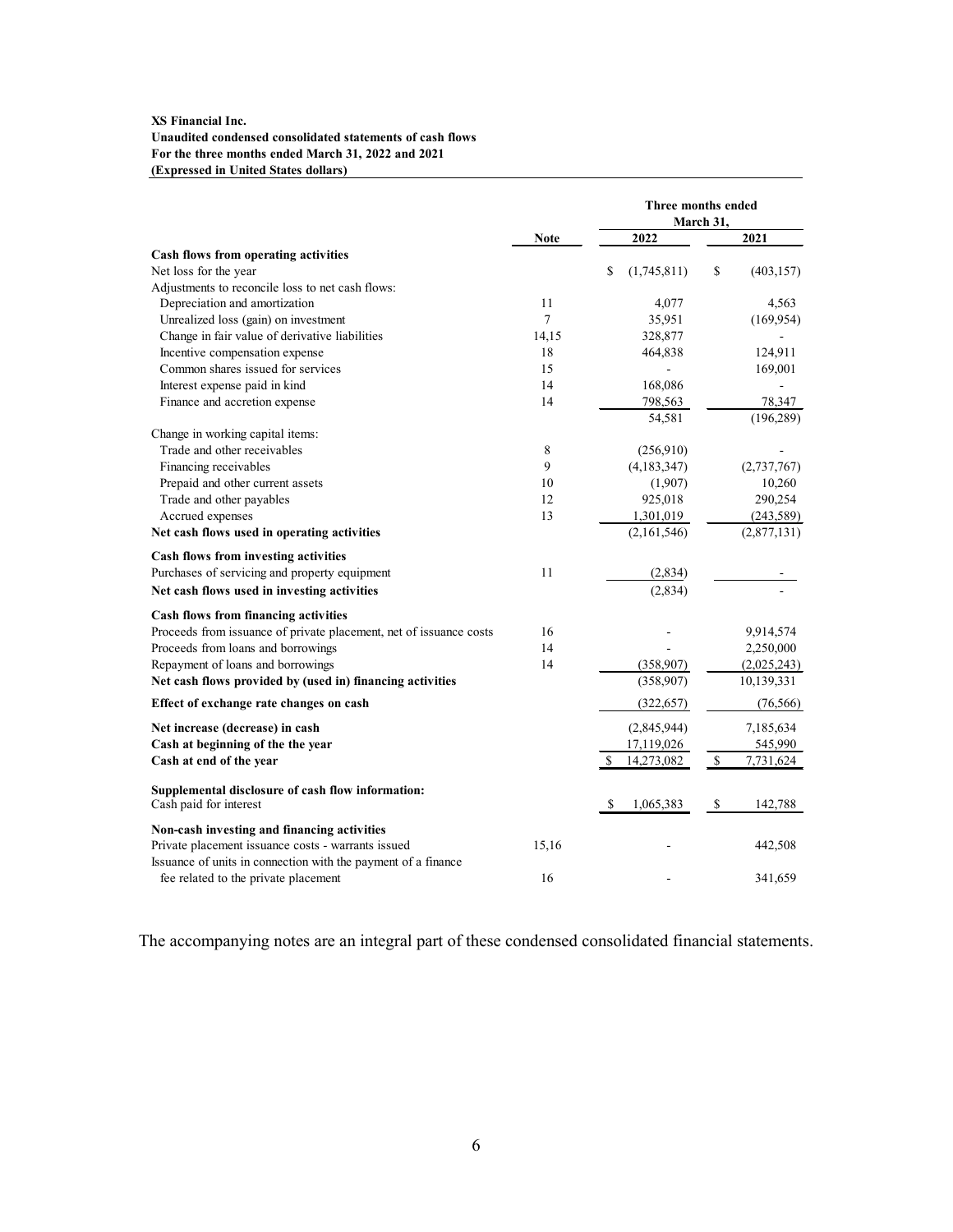**XS Financial Inc.**
**Unaudited condensed consolidated statements of cash flows**
**For the three months ended March 31, 2022 and 2021**
**(Expressed in United States dollars)**

| | Note | Three months ended March 31, 2022 | Three months ended March 31, 2021 |
|---|---|---|---|
| **Cash flows from operating activities** | | | |
| Net loss for the year | | $ (1,745,811) | $ (403,157) |
| Adjustments to reconcile loss to net cash flows: | | | |
| Depreciation and amortization | 11 | 4,077 | 4,563 |
| Unrealized loss (gain) on investment | 7 | 35,951 | (169,954) |
| Change in fair value of derivative liabilities | 14,15 | 328,877 | - |
| Incentive compensation expense | 18 | 464,838 | 124,911 |
| Common shares issued for services | 15 | - | 169,001 |
| Interest expense paid in kind | 14 | 168,086 | - |
| Finance and accretion expense | 14 | 798,563 | 78,347 |
| | | 54,581 | (196,289) |
| Change in working capital items: | | | |
| Trade and other receivables | 8 | (256,910) | - |
| Financing receivables | 9 | (4,183,347) | (2,737,767) |
| Prepaid and other current assets | 10 | (1,907) | 10,260 |
| Trade and other payables | 12 | 925,018 | 290,254 |
| Accrued expenses | 13 | 1,301,019 | (243,589) |
| **Net cash flows used in operating activities** | | (2,161,546) | (2,877,131) |
| **Cash flows from investing activities** | | | |
| Purchases of servicing and property equipment | 11 | (2,834) | - |
| **Net cash flows used in investing activities** | | (2,834) | - |
| **Cash flows from financing activities** | | | |
| Proceeds from issuance of private placement, net of issuance costs | 16 | - | 9,914,574 |
| Proceeds from loans and borrowings | 14 | - | 2,250,000 |
| Repayment of loans and borrowings | 14 | (358,907) | (2,025,243) |
| **Net cash flows provided by (used in) financing activities** | | (358,907) | 10,139,331 |
| **Effect of exchange rate changes on cash** | | (322,657) | (76,566) |
| **Net increase (decrease) in cash** | | (2,845,944) | 7,185,634 |
| **Cash at beginning of the the year** | | 17,119,026 | 545,990 |
| **Cash at end of the year** | | $ 14,273,082 | $ 7,731,624 |
| **Supplemental disclosure of cash flow information:** | | | |
| Cash paid for interest | | $ 1,065,383 | $ 142,788 |
| **Non-cash investing and financing activities** | | | |
| Private placement issuance costs - warrants issued | 15,16 | - | 442,508 |
| Issuance of units in connection with the payment of a finance fee related to the private placement | 16 | - | 341,659 |

The accompanying notes are an integral part of these condensed consolidated financial statements.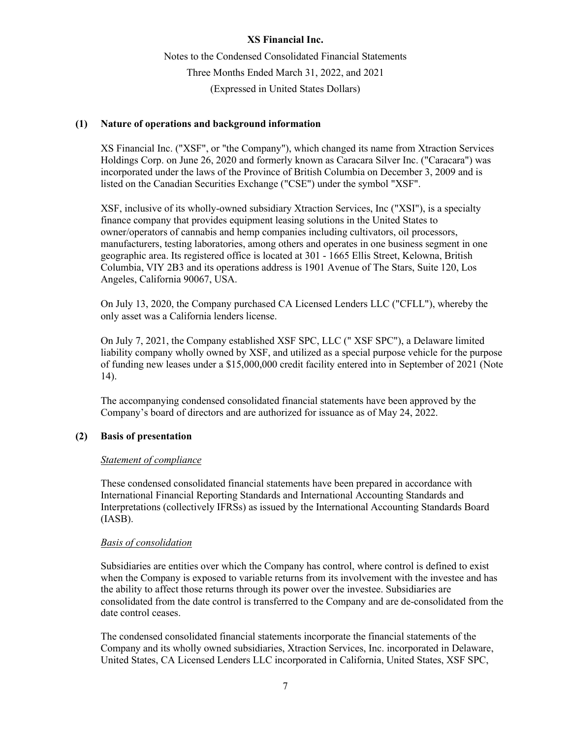# XS Financial Inc.

Notes to the Condensed Consolidated Financial Statements

Three Months Ended March 31, 2022, and 2021

(Expressed in United States Dollars)

## (1) Nature of operations and background information

XS Financial Inc. ("XSF", or "the Company"), which changed its name from Xtraction Services Holdings Corp. on June 26, 2020 and formerly known as Caracara Silver Inc. ("Caracara") was incorporated under the laws of the Province of British Columbia on December 3, 2009 and is listed on the Canadian Securities Exchange ("CSE") under the symbol "XSF".

XSF, inclusive of its wholly-owned subsidiary Xtraction Services, Inc ("XSI"), is a specialty finance company that provides equipment leasing solutions in the United States to owner/operators of cannabis and hemp companies including cultivators, oil processors, manufacturers, testing laboratories, among others and operates in one business segment in one geographic area. Its registered office is located at 301 - 1665 Ellis Street, Kelowna, British Columbia, VIY 2B3 and its operations address is 1901 Avenue of The Stars, Suite 120, Los Angeles, California 90067, USA.

On July 13, 2020, the Company purchased CA Licensed Lenders LLC ("CFLL"), whereby the only asset was a California lenders license.

On July 7, 2021, the Company established XSF SPC, LLC (" XSF SPC"), a Delaware limited liability company wholly owned by XSF, and utilized as a special purpose vehicle for the purpose of funding new leases under a $15,000,000 credit facility entered into in September of 2021 (Note 14).

The accompanying condensed consolidated financial statements have been approved by the Company's board of directors and are authorized for issuance as of May 24, 2022.

## (2) Basis of presentation

*Statement of compliance*

These condensed consolidated financial statements have been prepared in accordance with International Financial Reporting Standards and International Accounting Standards and Interpretations (collectively IFRSs) as issued by the International Accounting Standards Board (IASB).

*Basis of consolidation*

Subsidiaries are entities over which the Company has control, where control is defined to exist when the Company is exposed to variable returns from its involvement with the investee and has the ability to affect those returns through its power over the investee. Subsidiaries are consolidated from the date control is transferred to the Company and are de-consolidated from the date control ceases.

The condensed consolidated financial statements incorporate the financial statements of the Company and its wholly owned subsidiaries, Xtraction Services, Inc. incorporated in Delaware, United States, CA Licensed Lenders LLC incorporated in California, United States, XSF SPC,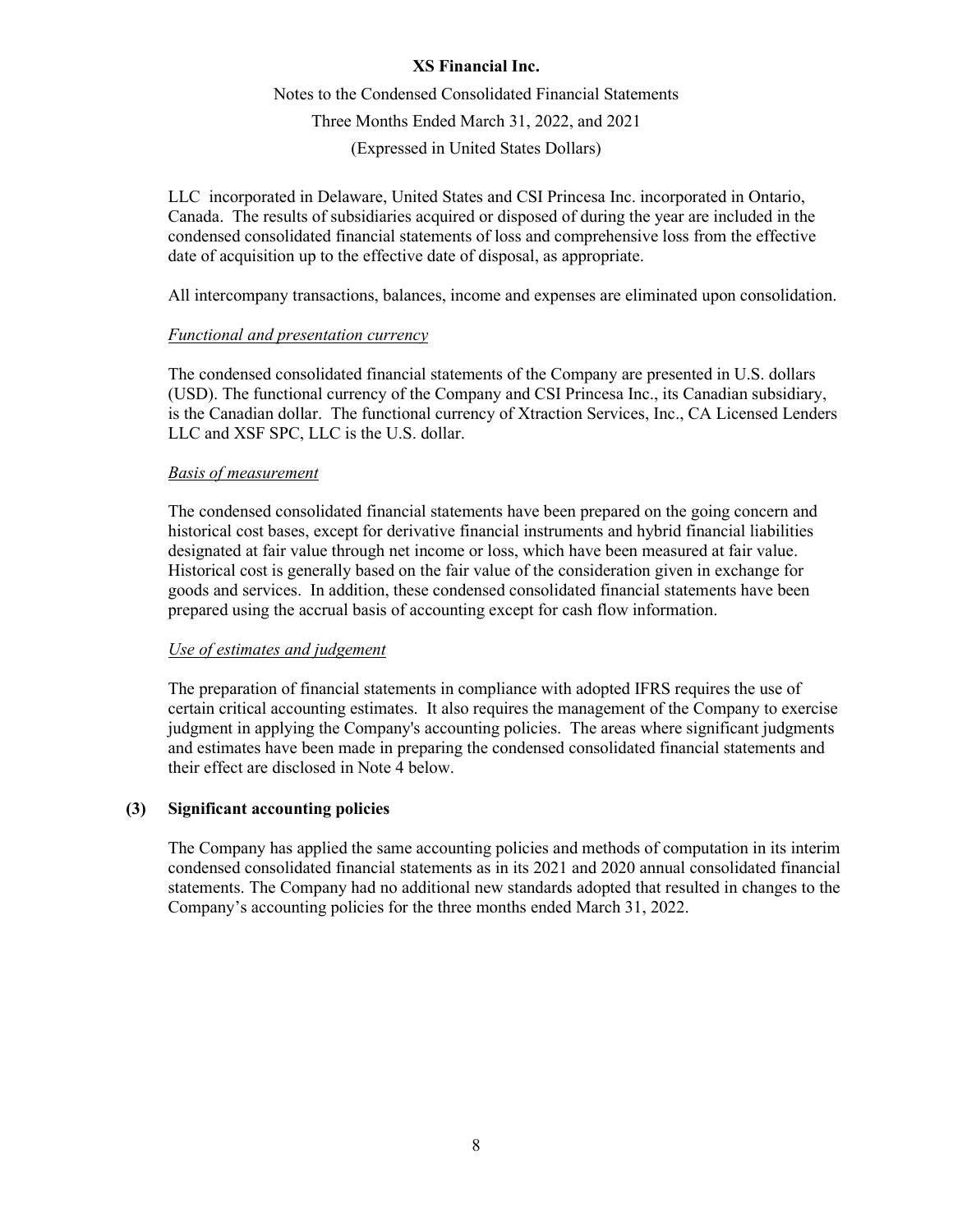LLC incorporated in Delaware, United States and CSI Princesa Inc. incorporated in Ontario, Canada. The results of subsidiaries acquired or disposed of during the year are included in the condensed consolidated financial statements of loss and comprehensive loss from the effective date of acquisition up to the effective date of disposal, as appropriate.

All intercompany transactions, balances, income and expenses are eliminated upon consolidation.

*Functional and presentation currency*

The condensed consolidated financial statements of the Company are presented in U.S. dollars (USD). The functional currency of the Company and CSI Princesa Inc., its Canadian subsidiary, is the Canadian dollar. The functional currency of Xtraction Services, Inc., CA Licensed Lenders LLC and XSF SPC, LLC is the U.S. dollar.

*Basis of measurement*

The condensed consolidated financial statements have been prepared on the going concern and historical cost bases, except for derivative financial instruments and hybrid financial liabilities designated at fair value through net income or loss, which have been measured at fair value. Historical cost is generally based on the fair value of the consideration given in exchange for goods and services. In addition, these condensed consolidated financial statements have been prepared using the accrual basis of accounting except for cash flow information.

*Use of estimates and judgement*

The preparation of financial statements in compliance with adopted IFRS requires the use of certain critical accounting estimates. It also requires the management of the Company to exercise judgment in applying the Company's accounting policies. The areas where significant judgments and estimates have been made in preparing the condensed consolidated financial statements and their effect are disclosed in Note 4 below.

## (3) Significant accounting policies

The Company has applied the same accounting policies and methods of computation in its interim condensed consolidated financial statements as in its 2021 and 2020 annual consolidated financial statements. The Company had no additional new standards adopted that resulted in changes to the Company's accounting policies for the three months ended March 31, 2022.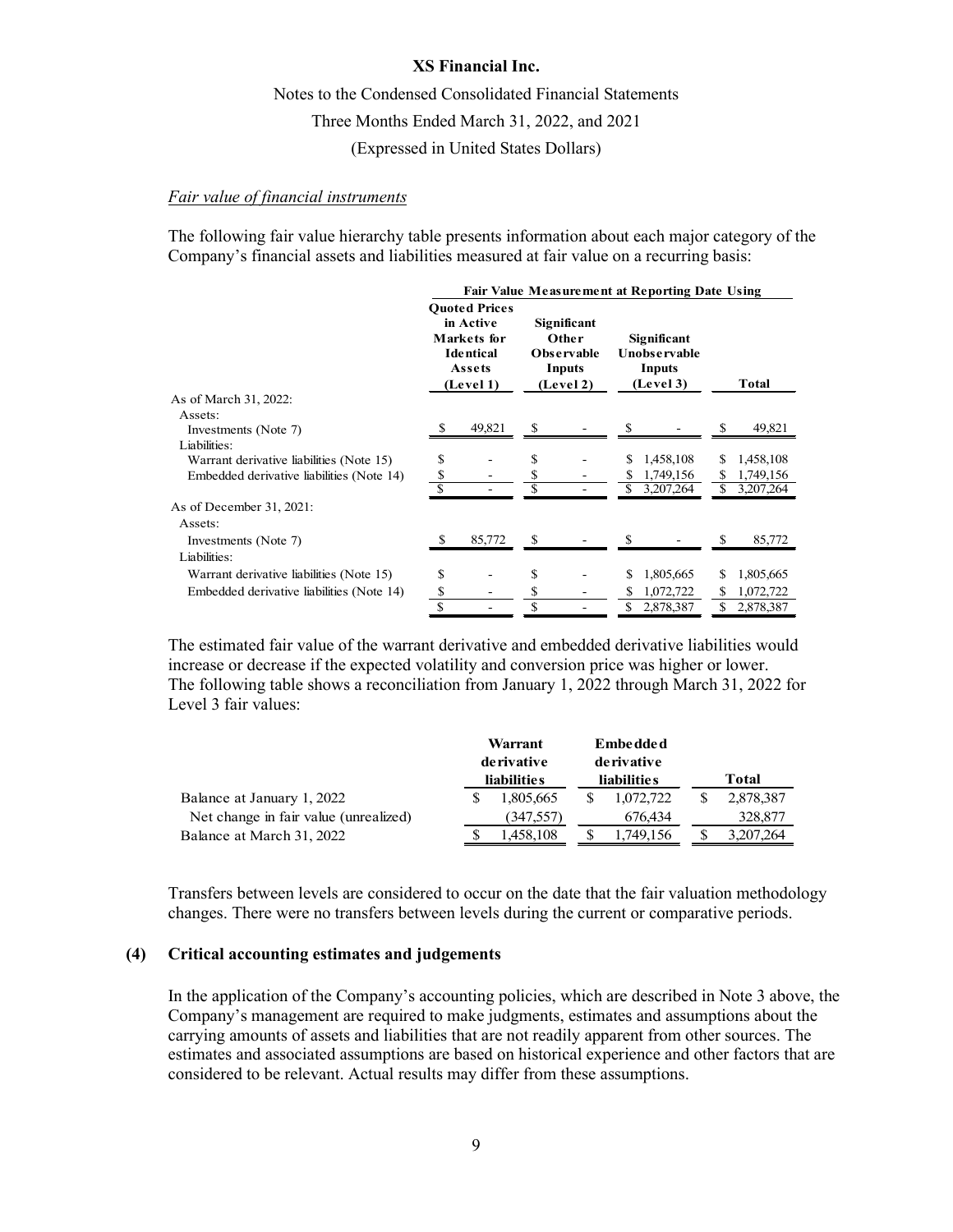*Fair value of financial instruments*

The following fair value hierarchy table presents information about each major category of the Company's financial assets and liabilities measured at fair value on a recurring basis:

| | Fair Value Measurement at Reporting Date Using | | | |
|---|---|---|---|---|
| | Quoted Prices in Active Markets for Identical Assets (Level 1) | Significant Other Observable Inputs (Level 2) | Significant Unobservable Inputs (Level 3) | Total |
| As of March 31, 2022: | | | | |
| Assets: | | | | |
| Investments (Note 7) | $ 49,821 | $ - | $ - | $ 49,821 |
| Liabilities: | | | | |
| Warrant derivative liabilities (Note 15) | $ - | $ - | $ 1,458,108 | $ 1,458,108 |
| Embedded derivative liabilities (Note 14) | $ - | $ - | $ 1,749,156 | $ 1,749,156 |
| | $ - | $ - | $ 3,207,264 | $ 3,207,264 |
| As of December 31, 2021: | | | | |
| Assets: | | | | |
| Investments (Note 7) | $ 85,772 | $ - | $ - | $ 85,772 |
| Liabilities: | | | | |
| Warrant derivative liabilities (Note 15) | $ - | $ - | $ 1,805,665 | $ 1,805,665 |
| Embedded derivative liabilities (Note 14) | $ - | $ - | $ 1,072,722 | $ 1,072,722 |
| | $ - | $ - | $ 2,878,387 | $ 2,878,387 |

The estimated fair value of the warrant derivative and embedded derivative liabilities would increase or decrease if the expected volatility and conversion price was higher or lower. The following table shows a reconciliation from January 1, 2022 through March 31, 2022 for Level 3 fair values:

| | Warrant derivative liabilities | Embedded derivative liabilities | Total |
|---|---|---|---|
| Balance at January 1, 2022 | $ 1,805,665 | $ 1,072,722 | $ 2,878,387 |
| Net change in fair value (unrealized) | (347,557) | 676,434 | 328,877 |
| Balance at March 31, 2022 | $ 1,458,108 | $ 1,749,156 | $ 3,207,264 |

Transfers between levels are considered to occur on the date that the fair valuation methodology changes. There were no transfers between levels during the current or comparative periods.

## (4) Critical accounting estimates and judgements

In the application of the Company's accounting policies, which are described in Note 3 above, the Company's management are required to make judgments, estimates and assumptions about the carrying amounts of assets and liabilities that are not readily apparent from other sources. The estimates and associated assumptions are based on historical experience and other factors that are considered to be relevant. Actual results may differ from these assumptions.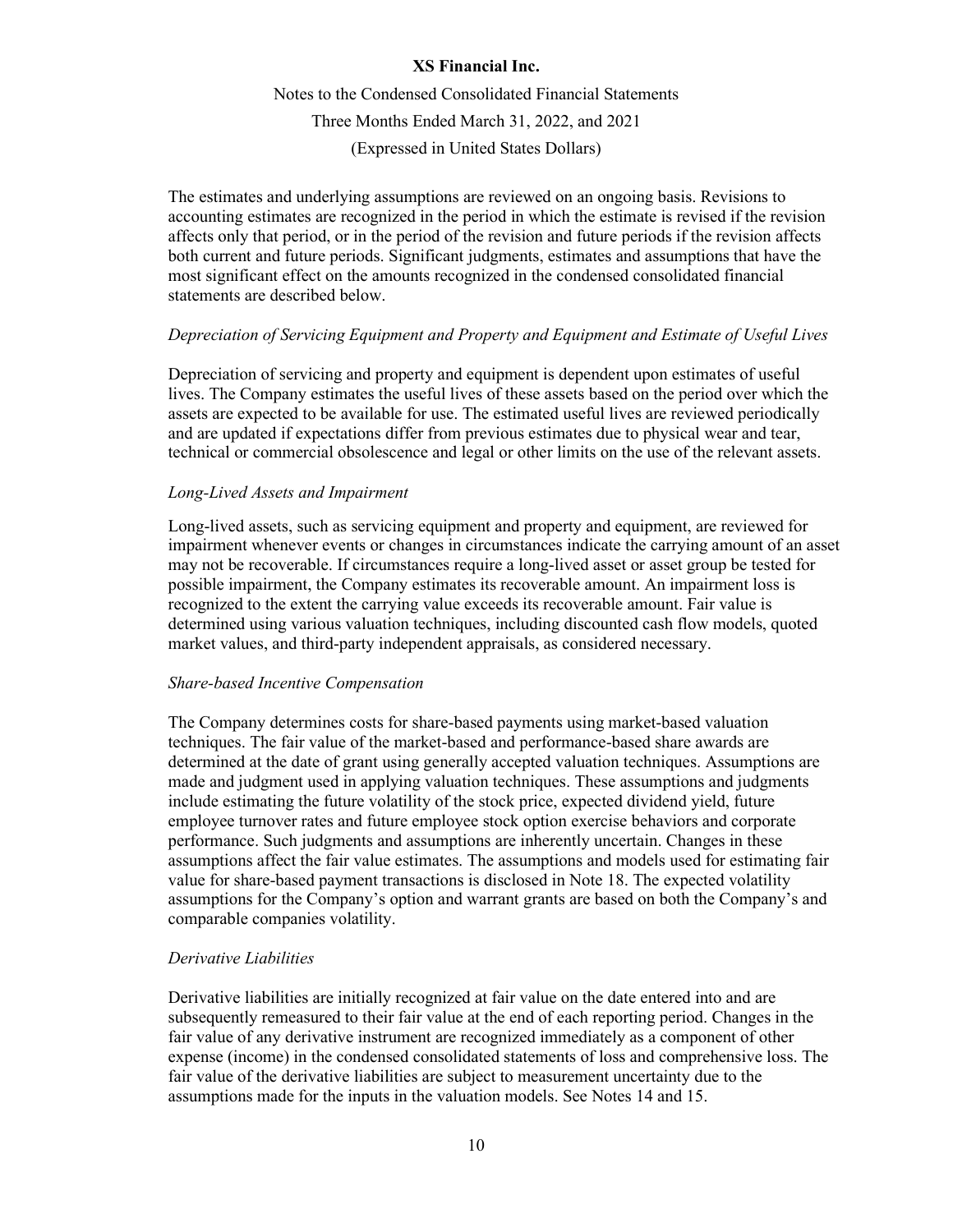The estimates and underlying assumptions are reviewed on an ongoing basis. Revisions to accounting estimates are recognized in the period in which the estimate is revised if the revision affects only that period, or in the period of the revision and future periods if the revision affects both current and future periods. Significant judgments, estimates and assumptions that have the most significant effect on the amounts recognized in the condensed consolidated financial statements are described below.

*Depreciation of Servicing Equipment and Property and Equipment and Estimate of Useful Lives*

Depreciation of servicing and property and equipment is dependent upon estimates of useful lives. The Company estimates the useful lives of these assets based on the period over which the assets are expected to be available for use. The estimated useful lives are reviewed periodically and are updated if expectations differ from previous estimates due to physical wear and tear, technical or commercial obsolescence and legal or other limits on the use of the relevant assets.

*Long-Lived Assets and Impairment*

Long-lived assets, such as servicing equipment and property and equipment, are reviewed for impairment whenever events or changes in circumstances indicate the carrying amount of an asset may not be recoverable. If circumstances require a long-lived asset or asset group be tested for possible impairment, the Company estimates its recoverable amount. An impairment loss is recognized to the extent the carrying value exceeds its recoverable amount. Fair value is determined using various valuation techniques, including discounted cash flow models, quoted market values, and third-party independent appraisals, as considered necessary.

*Share-based Incentive Compensation*

The Company determines costs for share-based payments using market-based valuation techniques. The fair value of the market-based and performance-based share awards are determined at the date of grant using generally accepted valuation techniques. Assumptions are made and judgment used in applying valuation techniques. These assumptions and judgments include estimating the future volatility of the stock price, expected dividend yield, future employee turnover rates and future employee stock option exercise behaviors and corporate performance. Such judgments and assumptions are inherently uncertain. Changes in these assumptions affect the fair value estimates. The assumptions and models used for estimating fair value for share-based payment transactions is disclosed in Note 18. The expected volatility assumptions for the Company's option and warrant grants are based on both the Company's and comparable companies volatility.

*Derivative Liabilities*

Derivative liabilities are initially recognized at fair value on the date entered into and are subsequently remeasured to their fair value at the end of each reporting period. Changes in the fair value of any derivative instrument are recognized immediately as a component of other expense (income) in the condensed consolidated statements of loss and comprehensive loss. The fair value of the derivative liabilities are subject to measurement uncertainty due to the assumptions made for the inputs in the valuation models. See Notes 14 and 15.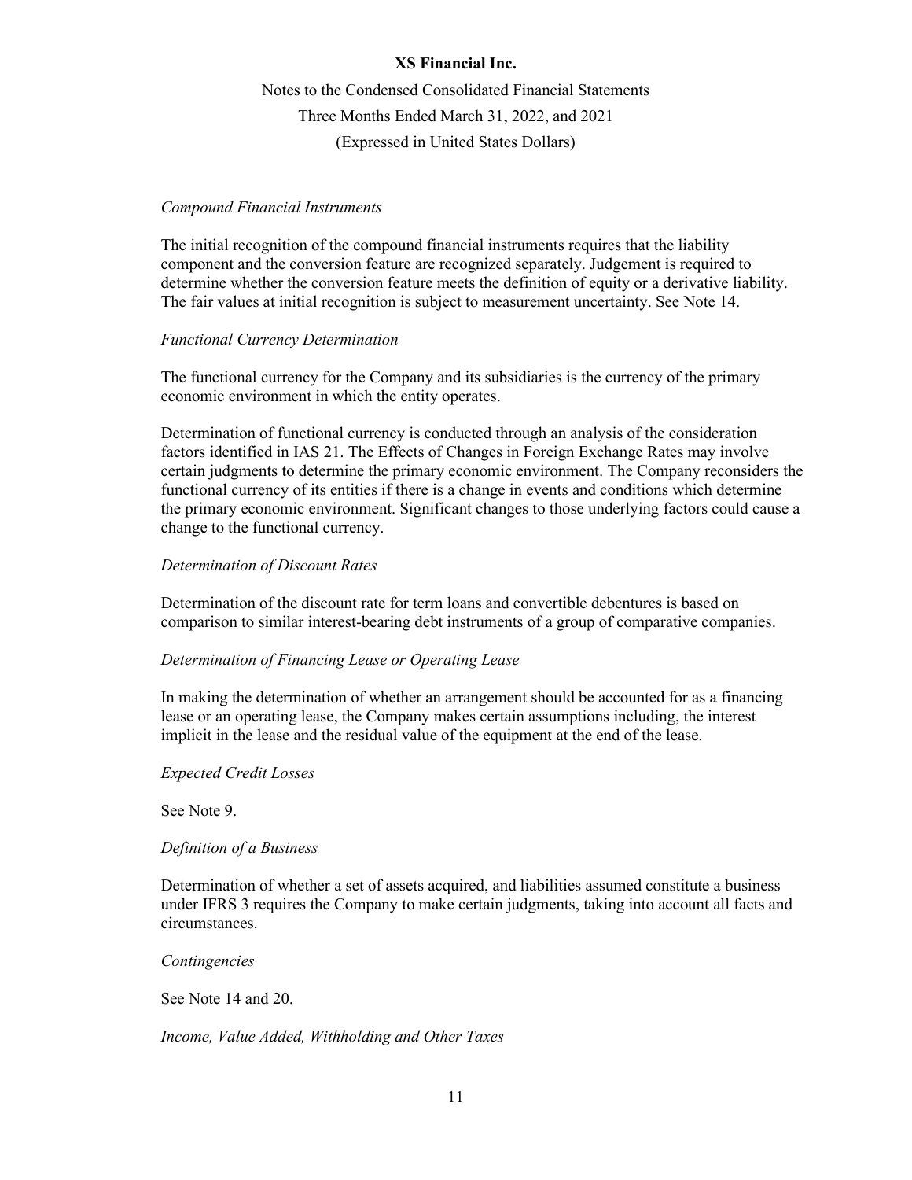*Compound Financial Instruments*

The initial recognition of the compound financial instruments requires that the liability component and the conversion feature are recognized separately. Judgement is required to determine whether the conversion feature meets the definition of equity or a derivative liability. The fair values at initial recognition is subject to measurement uncertainty. See Note 14.

*Functional Currency Determination*

The functional currency for the Company and its subsidiaries is the currency of the primary economic environment in which the entity operates.

Determination of functional currency is conducted through an analysis of the consideration factors identified in IAS 21. The Effects of Changes in Foreign Exchange Rates may involve certain judgments to determine the primary economic environment. The Company reconsiders the functional currency of its entities if there is a change in events and conditions which determine the primary economic environment. Significant changes to those underlying factors could cause a change to the functional currency.

*Determination of Discount Rates*

Determination of the discount rate for term loans and convertible debentures is based on comparison to similar interest-bearing debt instruments of a group of comparative companies.

*Determination of Financing Lease or Operating Lease*

In making the determination of whether an arrangement should be accounted for as a financing lease or an operating lease, the Company makes certain assumptions including, the interest implicit in the lease and the residual value of the equipment at the end of the lease.

*Expected Credit Losses*

See Note 9.

*Definition of a Business*

Determination of whether a set of assets acquired, and liabilities assumed constitute a business under IFRS 3 requires the Company to make certain judgments, taking into account all facts and circumstances.

*Contingencies*

See Note 14 and 20.

*Income, Value Added, Withholding and Other Taxes*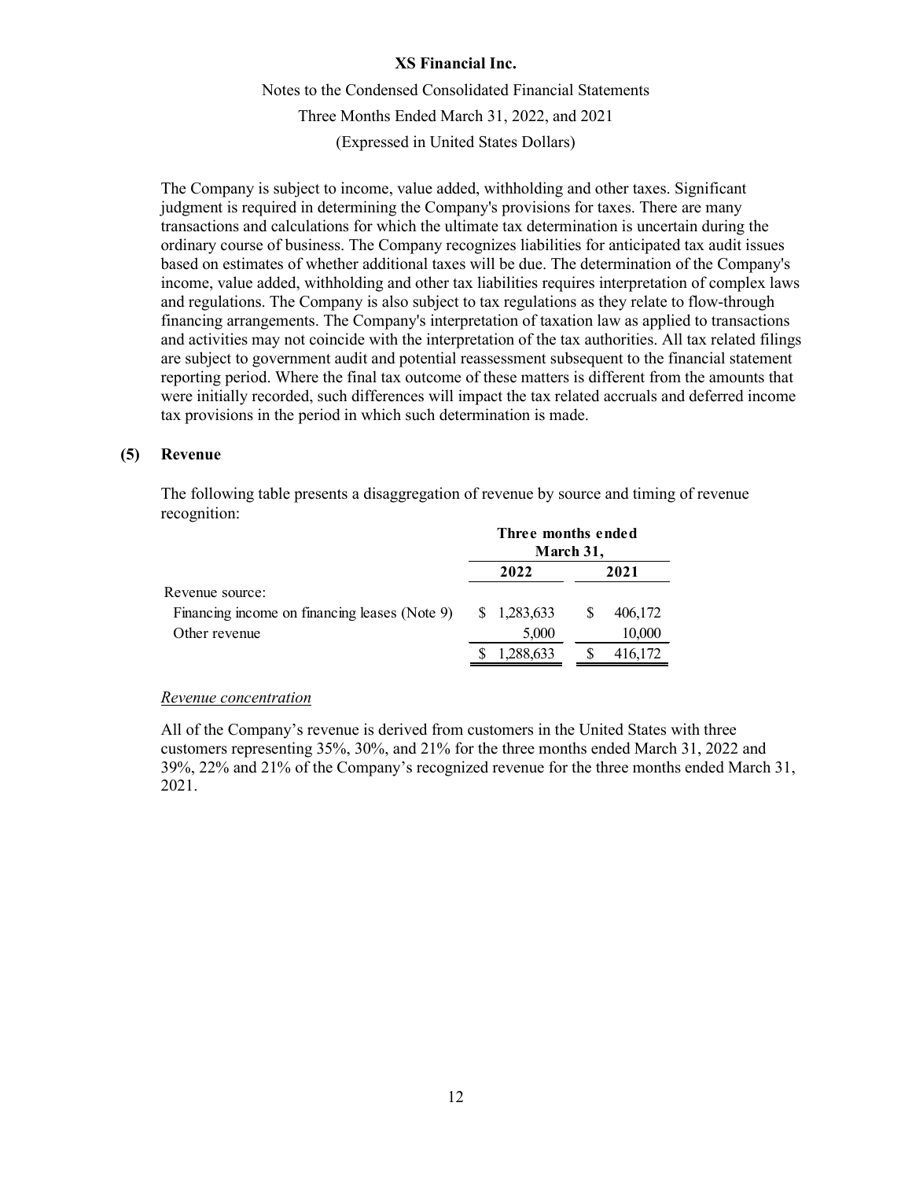The Company is subject to income, value added, withholding and other taxes. Significant judgment is required in determining the Company's provisions for taxes. There are many transactions and calculations for which the ultimate tax determination is uncertain during the ordinary course of business. The Company recognizes liabilities for anticipated tax audit issues based on estimates of whether additional taxes will be due. The determination of the Company's income, value added, withholding and other tax liabilities requires interpretation of complex laws and regulations. The Company is also subject to tax regulations as they relate to flow-through financing arrangements. The Company's interpretation of taxation law as applied to transactions and activities may not coincide with the interpretation of the tax authorities. All tax related filings are subject to government audit and potential reassessment subsequent to the financial statement reporting period. Where the final tax outcome of these matters is different from the amounts that were initially recorded, such differences will impact the tax related accruals and deferred income tax provisions in the period in which such determination is made.

## (5) Revenue

The following table presents a disaggregation of revenue by source and timing of revenue recognition:

| | Three months ended March 31, | |
|---|---|---|
| | **2022** | **2021** |
| Revenue source: | | |
| Financing income on financing leases (Note 9) | $ 1,283,633 | $ 406,172 |
| Other revenue | 5,000 | 10,000 |
| | $ 1,288,633 | $ 416,172 |

*Revenue concentration*

All of the Company's revenue is derived from customers in the United States with three customers representing 35%, 30%, and 21% for the three months ended March 31, 2022 and 39%, 22% and 21% of the Company's recognized revenue for the three months ended March 31, 2021.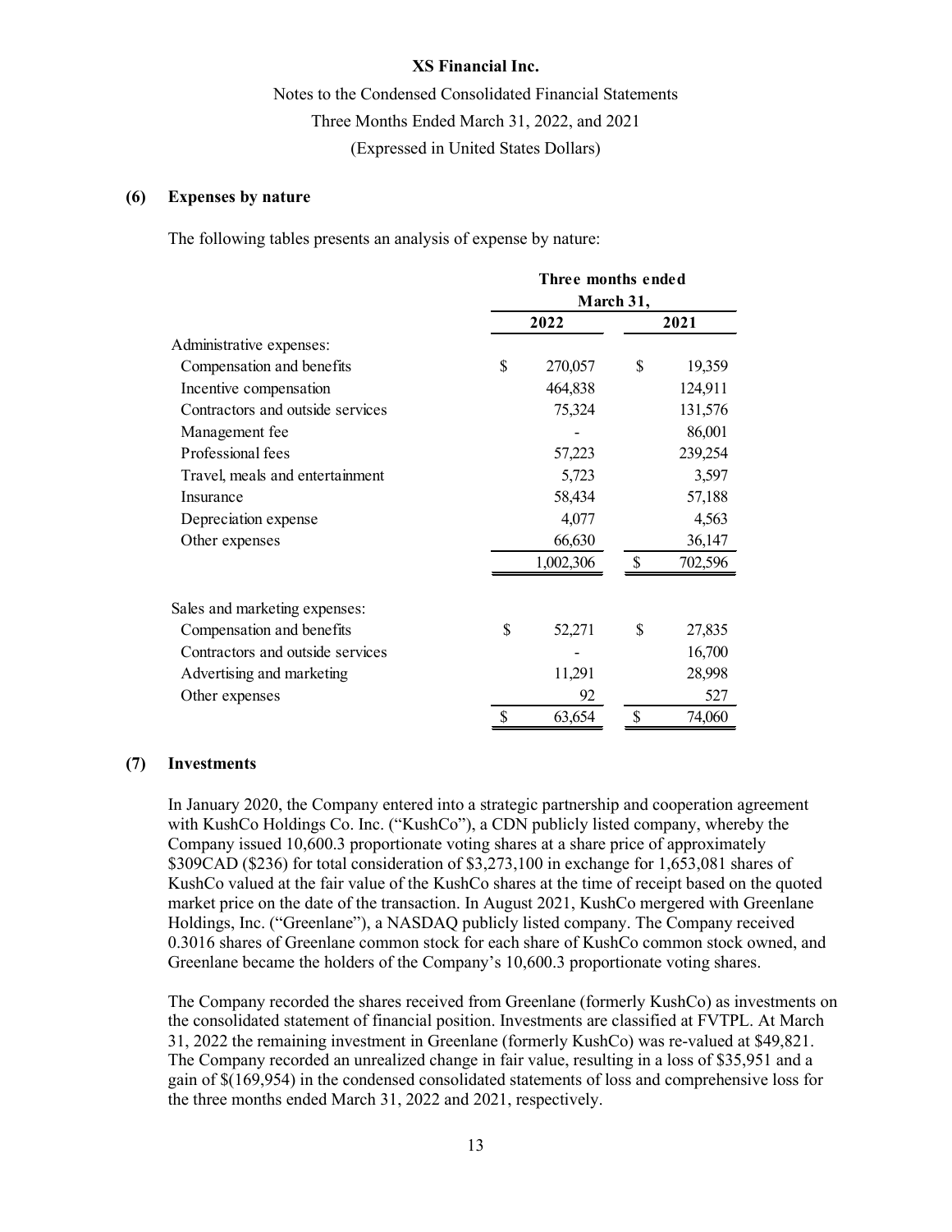XS Financial Inc.

Notes to the Condensed Consolidated Financial Statements

Three Months Ended March 31, 2022, and 2021

(Expressed in United States Dollars)

## (6) Expenses by nature

The following tables presents an analysis of expense by nature:

| | Three months ended March 31, | |
|---|---|---|
| | **2022** | **2021** |
| Administrative expenses: | | |
| Compensation and benefits | $ 270,057 | $ 19,359 |
| Incentive compensation | 464,838 | 124,911 |
| Contractors and outside services | 75,324 | 131,576 |
| Management fee | - | 86,001 |
| Professional fees | 57,223 | 239,254 |
| Travel, meals and entertainment | 5,723 | 3,597 |
| Insurance | 58,434 | 57,188 |
| Depreciation expense | 4,077 | 4,563 |
| Other expenses | 66,630 | 36,147 |
| | 1,002,306 | $ 702,596 |
| | | |
| Sales and marketing expenses: | | |
| Compensation and benefits | $ 52,271 | $ 27,835 |
| Contractors and outside services | - | 16,700 |
| Advertising and marketing | 11,291 | 28,998 |
| Other expenses | 92 | 527 |
| | $ 63,654 | $ 74,060 |

## (7) Investments

In January 2020, the Company entered into a strategic partnership and cooperation agreement with KushCo Holdings Co. Inc. ("KushCo"), a CDN publicly listed company, whereby the Company issued 10,600.3 proportionate voting shares at a share price of approximately $309CAD ($236) for total consideration of $3,273,100 in exchange for 1,653,081 shares of KushCo valued at the fair value of the KushCo shares at the time of receipt based on the quoted market price on the date of the transaction. In August 2021, KushCo mergered with Greenlane Holdings, Inc. ("Greenlane"), a NASDAQ publicly listed company. The Company received 0.3016 shares of Greenlane common stock for each share of KushCo common stock owned, and Greenlane became the holders of the Company's 10,600.3 proportionate voting shares.

The Company recorded the shares received from Greenlane (formerly KushCo) as investments on the consolidated statement of financial position. Investments are classified at FVTPL. At March 31, 2022 the remaining investment in Greenlane (formerly KushCo) was re-valued at $49,821. The Company recorded an unrealized change in fair value, resulting in a loss of $35,951 and a gain of $(169,954) in the condensed consolidated statements of loss and comprehensive loss for the three months ended March 31, 2022 and 2021, respectively.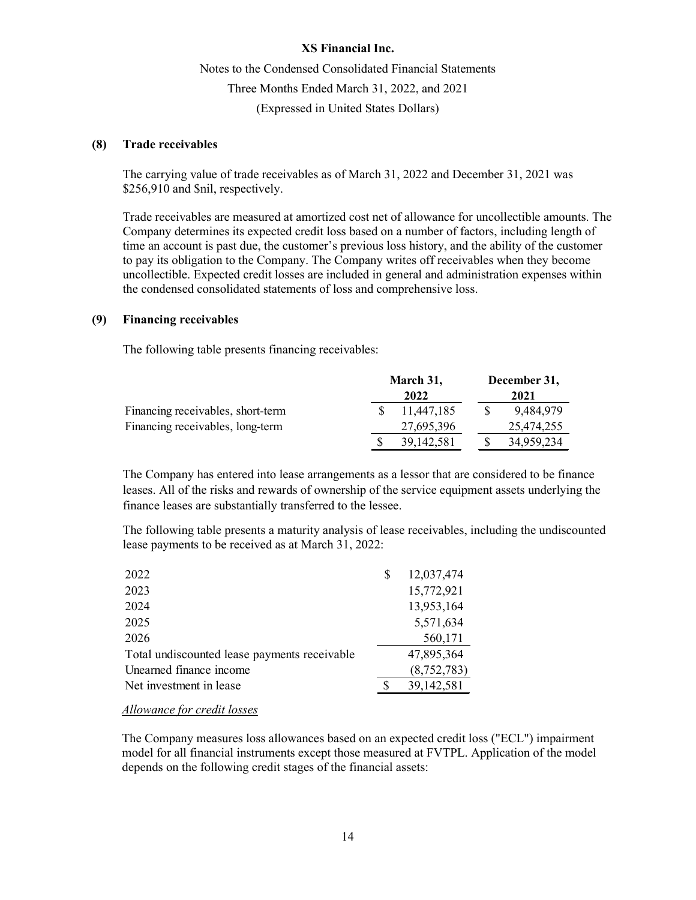### (8) Trade receivables

The carrying value of trade receivables as of March 31, 2022 and December 31, 2021 was $256,910 and $nil, respectively.

Trade receivables are measured at amortized cost net of allowance for uncollectible amounts. The Company determines its expected credit loss based on a number of factors, including length of time an account is past due, the customer's previous loss history, and the ability of the customer to pay its obligation to the Company. The Company writes off receivables when they become uncollectible. Expected credit losses are included in general and administration expenses within the condensed consolidated statements of loss and comprehensive loss.

### (9) Financing receivables

The following table presents financing receivables:

| | March 31, 2022 | December 31, 2021 |
|---|---|---|
| Financing receivables, short-term | $ 11,447,185 | $ 9,484,979 |
| Financing receivables, long-term | 27,695,396 | 25,474,255 |
| | $ 39,142,581 | $ 34,959,234 |

The Company has entered into lease arrangements as a lessor that are considered to be finance leases. All of the risks and rewards of ownership of the service equipment assets underlying the finance leases are substantially transferred to the lessee.

The following table presents a maturity analysis of lease receivables, including the undiscounted lease payments to be received as at March 31, 2022:

| | |
|---|---|
| 2022 | $ 12,037,474 |
| 2023 | 15,772,921 |
| 2024 | 13,953,164 |
| 2025 | 5,571,634 |
| 2026 | 560,171 |
| Total undiscounted lease payments receivable | 47,895,364 |
| Unearned finance income | (8,752,783) |
| Net investment in lease | $ 39,142,581 |

*Allowance for credit losses*

The Company measures loss allowances based on an expected credit loss ("ECL") impairment model for all financial instruments except those measured at FVTPL. Application of the model depends on the following credit stages of the financial assets: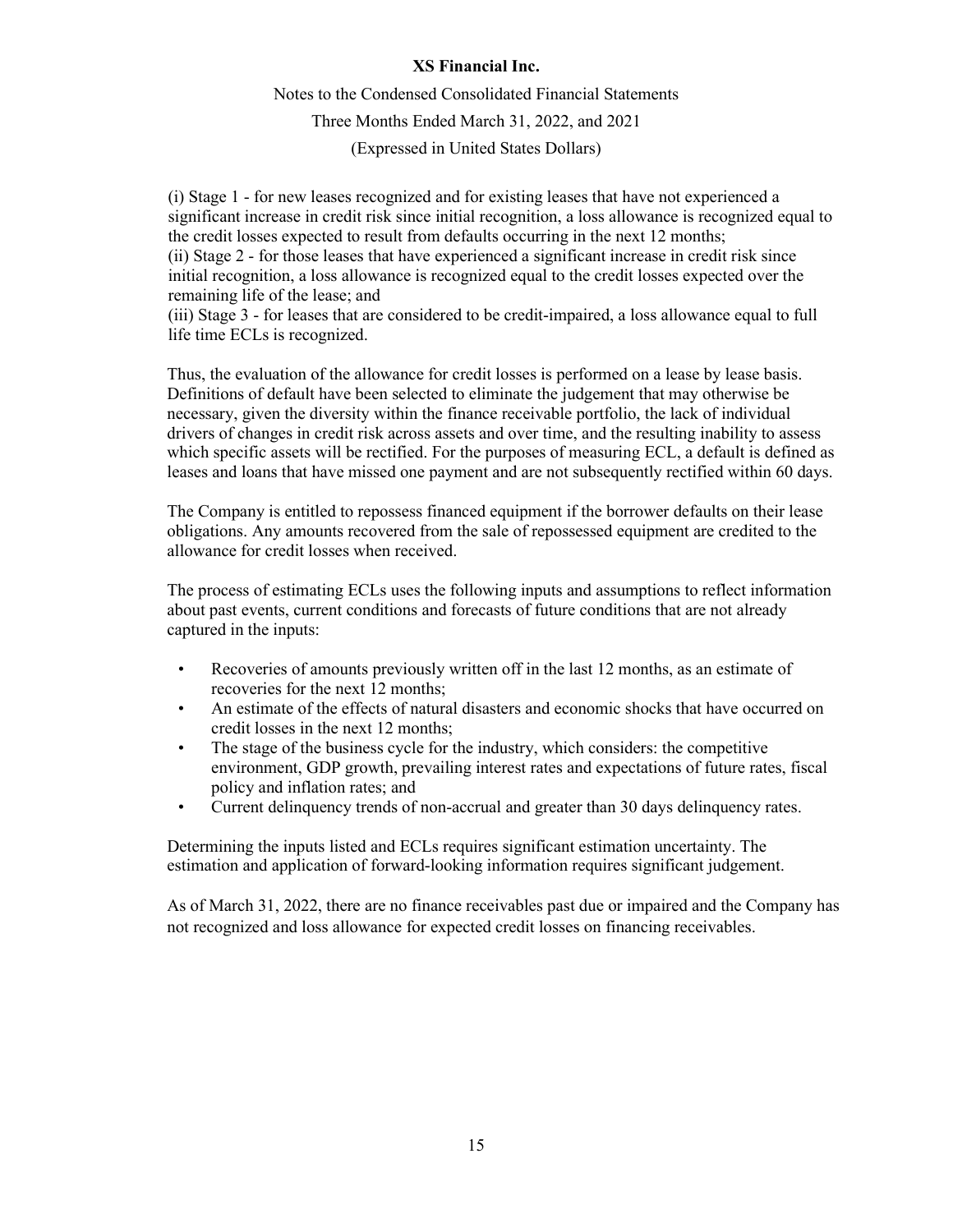(i) Stage 1 - for new leases recognized and for existing leases that have not experienced a significant increase in credit risk since initial recognition, a loss allowance is recognized equal to the credit losses expected to result from defaults occurring in the next 12 months;
(ii) Stage 2 - for those leases that have experienced a significant increase in credit risk since initial recognition, a loss allowance is recognized equal to the credit losses expected over the remaining life of the lease; and
(iii) Stage 3 - for leases that are considered to be credit-impaired, a loss allowance equal to full life time ECLs is recognized.

Thus, the evaluation of the allowance for credit losses is performed on a lease by lease basis. Definitions of default have been selected to eliminate the judgement that may otherwise be necessary, given the diversity within the finance receivable portfolio, the lack of individual drivers of changes in credit risk across assets and over time, and the resulting inability to assess which specific assets will be rectified. For the purposes of measuring ECL, a default is defined as leases and loans that have missed one payment and are not subsequently rectified within 60 days.

The Company is entitled to repossess financed equipment if the borrower defaults on their lease obligations. Any amounts recovered from the sale of repossessed equipment are credited to the allowance for credit losses when received.

The process of estimating ECLs uses the following inputs and assumptions to reflect information about past events, current conditions and forecasts of future conditions that are not already captured in the inputs:

- Recoveries of amounts previously written off in the last 12 months, as an estimate of recoveries for the next 12 months;
- An estimate of the effects of natural disasters and economic shocks that have occurred on credit losses in the next 12 months;
- The stage of the business cycle for the industry, which considers: the competitive environment, GDP growth, prevailing interest rates and expectations of future rates, fiscal policy and inflation rates; and
- Current delinquency trends of non-accrual and greater than 30 days delinquency rates.

Determining the inputs listed and ECLs requires significant estimation uncertainty. The estimation and application of forward-looking information requires significant judgement.

As of March 31, 2022, there are no finance receivables past due or impaired and the Company has not recognized and loss allowance for expected credit losses on financing receivables.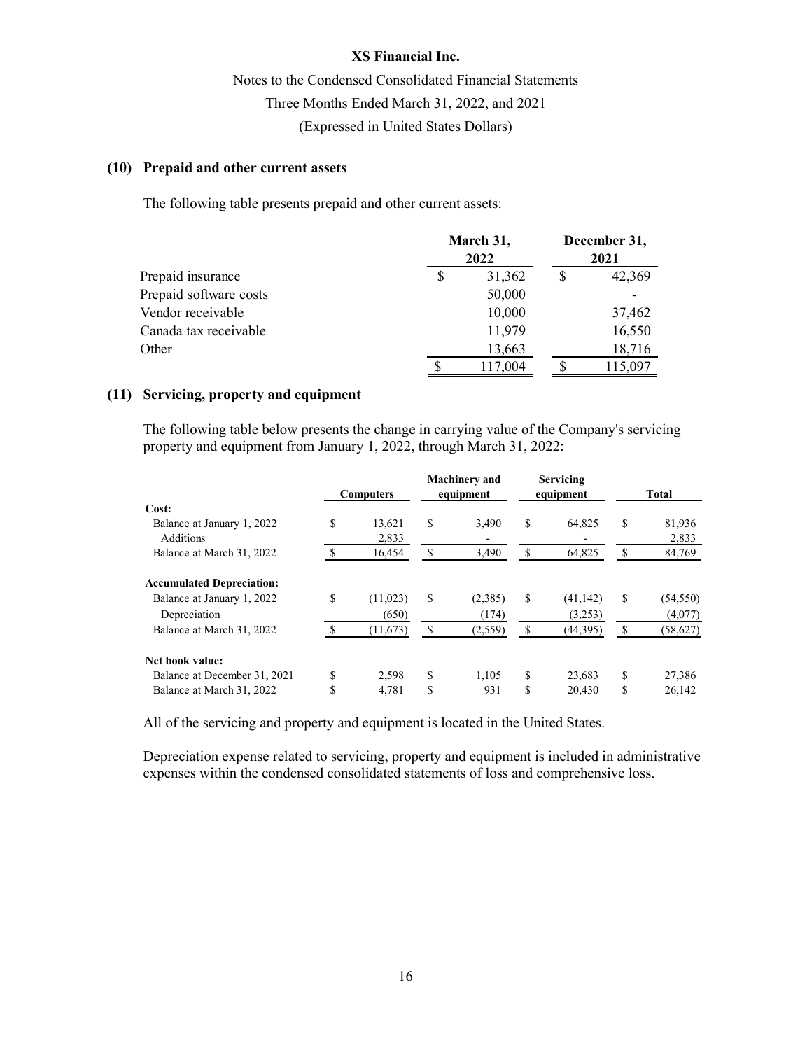**XS Financial Inc.**

Notes to the Condensed Consolidated Financial Statements

Three Months Ended March 31, 2022, and 2021

(Expressed in United States Dollars)

## (10) Prepaid and other current assets

The following table presents prepaid and other current assets:

| | March 31, 2022 | December 31, 2021 |
|---|---|---|
| Prepaid insurance | $ 31,362 | $ 42,369 |
| Prepaid software costs | 50,000 | - |
| Vendor receivable | 10,000 | 37,462 |
| Canada tax receivable | 11,979 | 16,550 |
| Other | 13,663 | 18,716 |
| | $ 117,004 | $ 115,097 |

## (11) Servicing, property and equipment

The following table below presents the change in carrying value of the Company's servicing property and equipment from January 1, 2022, through March 31, 2022:

| | Computers | Machinery and equipment | Servicing equipment | Total |
|---|---|---|---|---|
| **Cost:** | | | | |
| Balance at January 1, 2022 | $ 13,621 | $ 3,490 | $ 64,825 | $ 81,936 |
| Additions | 2,833 | - | - | 2,833 |
| Balance at March 31, 2022 | $ 16,454 | $ 3,490 | $ 64,825 | $ 84,769 |
| **Accumulated Depreciation:** | | | | |
| Balance at January 1, 2022 | $ (11,023) | $ (2,385) | $ (41,142) | $ (54,550) |
| Depreciation | (650) | (174) | (3,253) | (4,077) |
| Balance at March 31, 2022 | $ (11,673) | $ (2,559) | $ (44,395) | $ (58,627) |
| **Net book value:** | | | | |
| Balance at December 31, 2021 | $ 2,598 | $ 1,105 | $ 23,683 | $ 27,386 |
| Balance at March 31, 2022 | $ 4,781 | $ 931 | $ 20,430 | $ 26,142 |

All of the servicing and property and equipment is located in the United States.

Depreciation expense related to servicing, property and equipment is included in administrative expenses within the condensed consolidated statements of loss and comprehensive loss.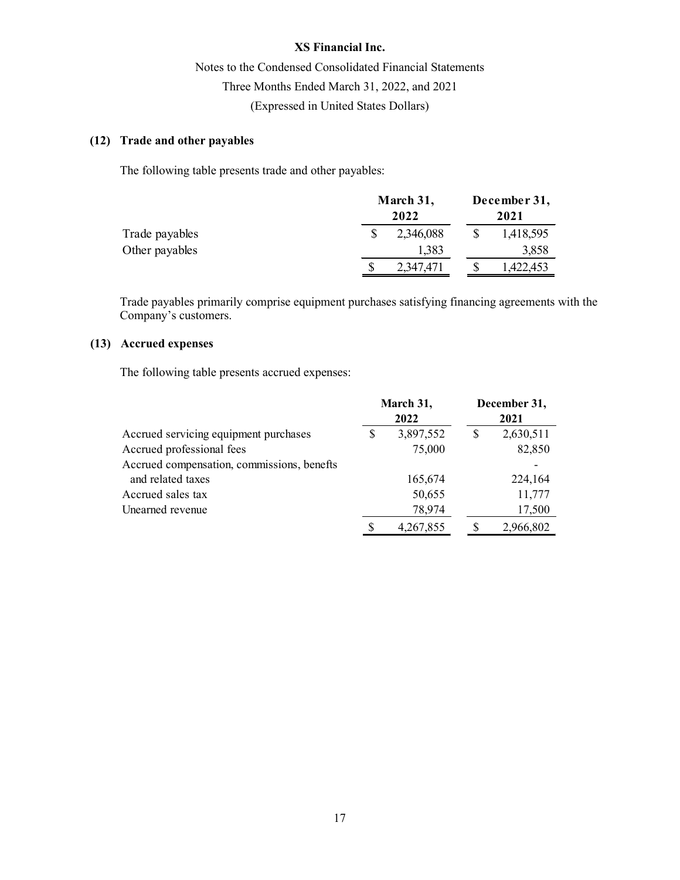XS Financial Inc.

Notes to the Condensed Consolidated Financial Statements

Three Months Ended March 31, 2022, and 2021

(Expressed in United States Dollars)

## (12) Trade and other payables

The following table presents trade and other payables:

| | March 31, 2022 | December 31, 2021 |
|---|---|---|
| Trade payables | $ 2,346,088 | $ 1,418,595 |
| Other payables | 1,383 | 3,858 |
| | $ 2,347,471 | $ 1,422,453 |

Trade payables primarily comprise equipment purchases satisfying financing agreements with the Company's customers.

## (13) Accrued expenses

The following table presents accrued expenses:

| | March 31, 2022 | December 31, 2021 |
|---|---|---|
| Accrued servicing equipment purchases | $ 3,897,552 | $ 2,630,511 |
| Accrued professional fees | 75,000 | 82,850 |
| Accrued compensation, commissions, benefits and related taxes | 165,674 | 224,164 |
| Accrued sales tax | 50,655 | 11,777 |
| Unearned revenue | 78,974 | 17,500 |
| | $ 4,267,855 | $ 2,966,802 |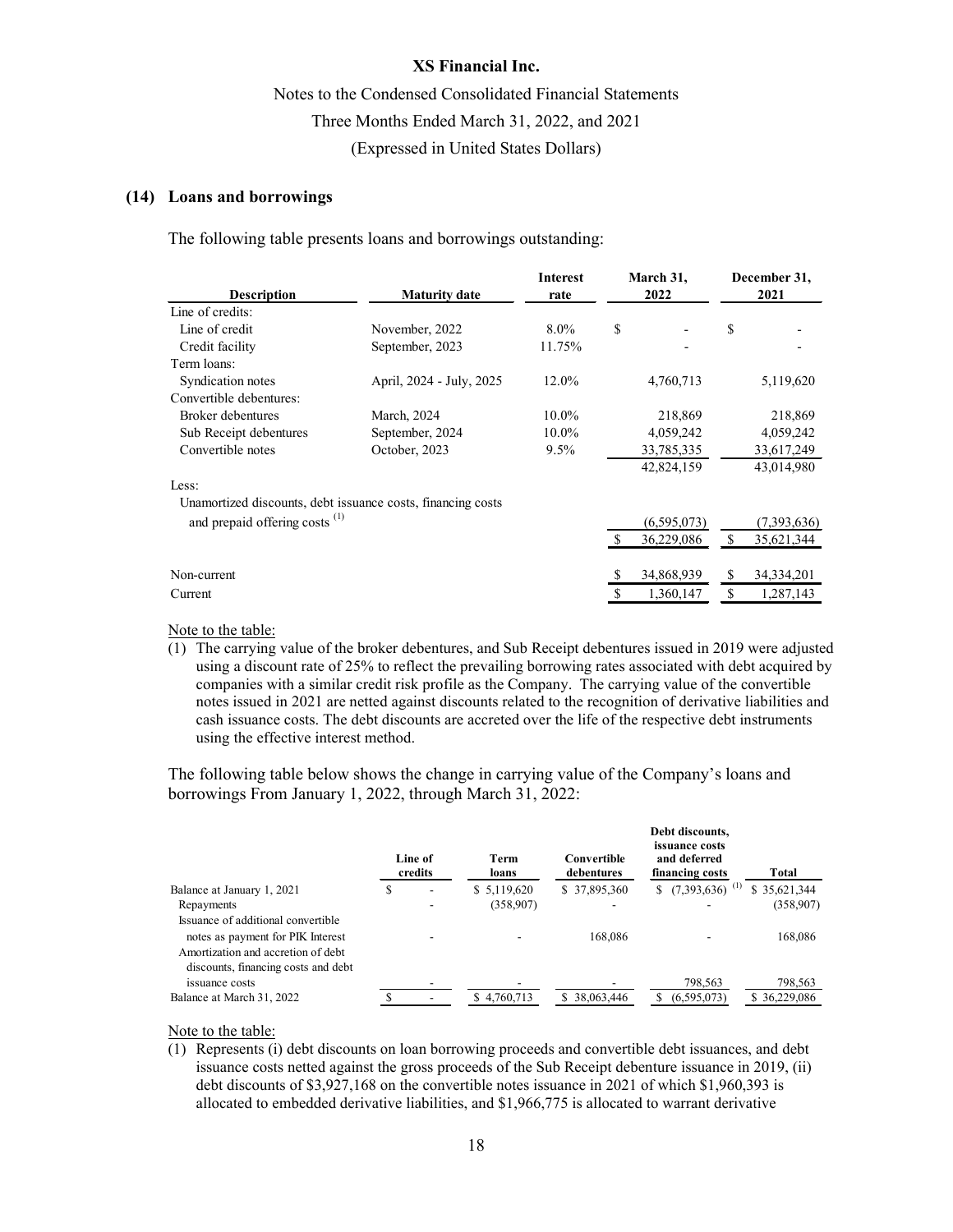**XS Financial Inc.**

Notes to the Condensed Consolidated Financial Statements

Three Months Ended March 31, 2022, and 2021

(Expressed in United States Dollars)

## (14) Loans and borrowings

The following table presents loans and borrowings outstanding:

| Description | Maturity date | Interest rate | March 31, 2022 | December 31, 2021 |
|---|---|---|---|---|
| Line of credits: | | | | |
| Line of credit | November, 2022 | 8.0% | $ - | $ - |
| Credit facility | September, 2023 | 11.75% | - | - |
| Term loans: | | | | |
| Syndication notes | April, 2024 - July, 2025 | 12.0% | 4,760,713 | 5,119,620 |
| Convertible debentures: | | | | |
| Broker debentures | March, 2024 | 10.0% | 218,869 | 218,869 |
| Sub Receipt debentures | September, 2024 | 10.0% | 4,059,242 | 4,059,242 |
| Convertible notes | October, 2023 | 9.5% | 33,785,335 | 33,617,249 |
| | | | 42,824,159 | 43,014,980 |
| Less: | | | | |
| Unamortized discounts, debt issuance costs, financing costs and prepaid offering costs (1) | | | (6,595,073) | (7,393,636) |
| | | | $ 36,229,086 | $ 35,621,344 |
| Non-current | | | $ 34,868,939 | $ 34,334,201 |
| Current | | | $ 1,360,147 | $ 1,287,143 |

Note to the table:

(1) The carrying value of the broker debentures, and Sub Receipt debentures issued in 2019 were adjusted using a discount rate of 25% to reflect the prevailing borrowing rates associated with debt acquired by companies with a similar credit risk profile as the Company. The carrying value of the convertible notes issued in 2021 are netted against discounts related to the recognition of derivative liabilities and cash issuance costs. The debt discounts are accreted over the life of the respective debt instruments using the effective interest method.

The following table below shows the change in carrying value of the Company's loans and borrowings From January 1, 2022, through March 31, 2022:

| | Line of credits | Term loans | Convertible debentures | Debt discounts, issuance costs and deferred financing costs | Total |
|---|---|---|---|---|---|
| Balance at January 1, 2021 | $ - | $ 5,119,620 | $ 37,895,360 | $ (7,393,636) (1) | $ 35,621,344 |
| Repayments | - | (358,907) | - | - | (358,907) |
| Issuance of additional convertible notes as payment for PIK Interest | - | - | 168,086 | - | 168,086 |
| Amortization and accretion of debt discounts, financing costs and debt issuance costs | - | - | - | 798,563 | 798,563 |
| Balance at March 31, 2022 | $ - | $ 4,760,713 | $ 38,063,446 | $ (6,595,073) | $ 36,229,086 |

Note to the table:

(1) Represents (i) debt discounts on loan borrowing proceeds and convertible debt issuances, and debt issuance costs netted against the gross proceeds of the Sub Receipt debenture issuance in 2019, (ii) debt discounts of $3,927,168 on the convertible notes issuance in 2021 of which $1,960,393 is allocated to embedded derivative liabilities, and $1,966,775 is allocated to warrant derivative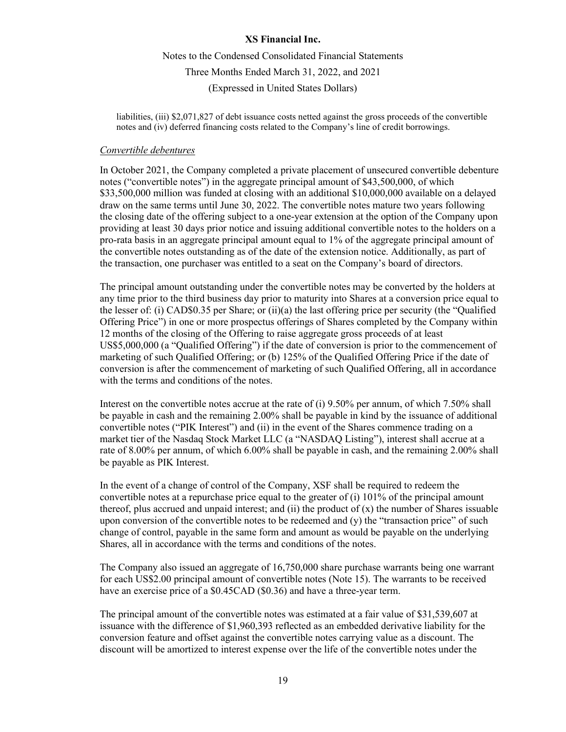liabilities, (iii) $2,071,827 of debt issuance costs netted against the gross proceeds of the convertible notes and (iv) deferred financing costs related to the Company's line of credit borrowings.

*Convertible debentures*

In October 2021, the Company completed a private placement of unsecured convertible debenture notes ("convertible notes") in the aggregate principal amount of $43,500,000, of which $33,500,000 million was funded at closing with an additional $10,000,000 available on a delayed draw on the same terms until June 30, 2022. The convertible notes mature two years following the closing date of the offering subject to a one-year extension at the option of the Company upon providing at least 30 days prior notice and issuing additional convertible notes to the holders on a pro-rata basis in an aggregate principal amount equal to 1% of the aggregate principal amount of the convertible notes outstanding as of the date of the extension notice. Additionally, as part of the transaction, one purchaser was entitled to a seat on the Company's board of directors.

The principal amount outstanding under the convertible notes may be converted by the holders at any time prior to the third business day prior to maturity into Shares at a conversion price equal to the lesser of: (i) CAD$0.35 per Share; or (ii)(a) the last offering price per security (the "Qualified Offering Price") in one or more prospectus offerings of Shares completed by the Company within 12 months of the closing of the Offering to raise aggregate gross proceeds of at least US$5,000,000 (a "Qualified Offering") if the date of conversion is prior to the commencement of marketing of such Qualified Offering; or (b) 125% of the Qualified Offering Price if the date of conversion is after the commencement of marketing of such Qualified Offering, all in accordance with the terms and conditions of the notes.

Interest on the convertible notes accrue at the rate of (i) 9.50% per annum, of which 7.50% shall be payable in cash and the remaining 2.00% shall be payable in kind by the issuance of additional convertible notes ("PIK Interest") and (ii) in the event of the Shares commence trading on a market tier of the Nasdaq Stock Market LLC (a "NASDAQ Listing"), interest shall accrue at a rate of 8.00% per annum, of which 6.00% shall be payable in cash, and the remaining 2.00% shall be payable as PIK Interest.

In the event of a change of control of the Company, XSF shall be required to redeem the convertible notes at a repurchase price equal to the greater of (i) 101% of the principal amount thereof, plus accrued and unpaid interest; and (ii) the product of (x) the number of Shares issuable upon conversion of the convertible notes to be redeemed and (y) the "transaction price" of such change of control, payable in the same form and amount as would be payable on the underlying Shares, all in accordance with the terms and conditions of the notes.

The Company also issued an aggregate of 16,750,000 share purchase warrants being one warrant for each US$2.00 principal amount of convertible notes (Note 15). The warrants to be received have an exercise price of a $0.45CAD ($0.36) and have a three-year term.

The principal amount of the convertible notes was estimated at a fair value of $31,539,607 at issuance with the difference of $1,960,393 reflected as an embedded derivative liability for the conversion feature and offset against the convertible notes carrying value as a discount. The discount will be amortized to interest expense over the life of the convertible notes under the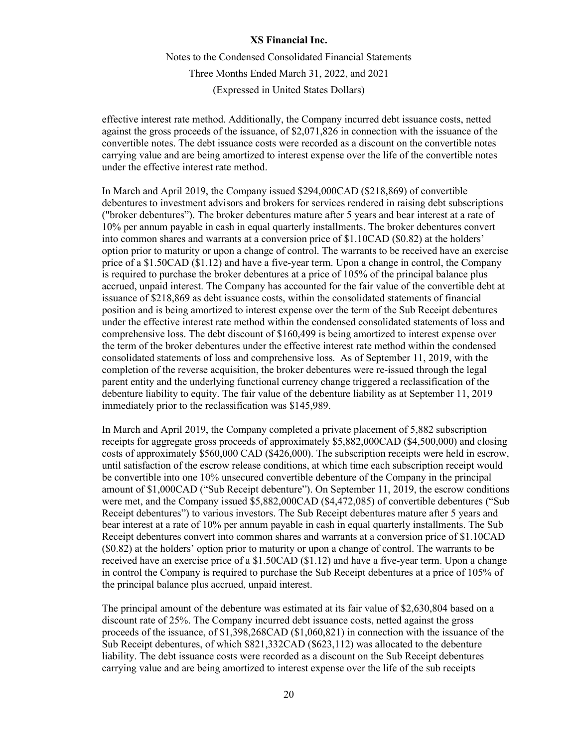effective interest rate method. Additionally, the Company incurred debt issuance costs, netted against the gross proceeds of the issuance, of $2,071,826 in connection with the issuance of the convertible notes. The debt issuance costs were recorded as a discount on the convertible notes carrying value and are being amortized to interest expense over the life of the convertible notes under the effective interest rate method.

In March and April 2019, the Company issued $294,000CAD ($218,869) of convertible debentures to investment advisors and brokers for services rendered in raising debt subscriptions ("broker debentures"). The broker debentures mature after 5 years and bear interest at a rate of 10% per annum payable in cash in equal quarterly installments. The broker debentures convert into common shares and warrants at a conversion price of $1.10CAD ($0.82) at the holders' option prior to maturity or upon a change of control. The warrants to be received have an exercise price of a $1.50CAD ($1.12) and have a five-year term. Upon a change in control, the Company is required to purchase the broker debentures at a price of 105% of the principal balance plus accrued, unpaid interest. The Company has accounted for the fair value of the convertible debt at issuance of $218,869 as debt issuance costs, within the consolidated statements of financial position and is being amortized to interest expense over the term of the Sub Receipt debentures under the effective interest rate method within the condensed consolidated statements of loss and comprehensive loss. The debt discount of $160,499 is being amortized to interest expense over the term of the broker debentures under the effective interest rate method within the condensed consolidated statements of loss and comprehensive loss. As of September 11, 2019, with the completion of the reverse acquisition, the broker debentures were re-issued through the legal parent entity and the underlying functional currency change triggered a reclassification of the debenture liability to equity. The fair value of the debenture liability as at September 11, 2019 immediately prior to the reclassification was $145,989.

In March and April 2019, the Company completed a private placement of 5,882 subscription receipts for aggregate gross proceeds of approximately $5,882,000CAD ($4,500,000) and closing costs of approximately $560,000 CAD ($426,000). The subscription receipts were held in escrow, until satisfaction of the escrow release conditions, at which time each subscription receipt would be convertible into one 10% unsecured convertible debenture of the Company in the principal amount of $1,000CAD ("Sub Receipt debenture"). On September 11, 2019, the escrow conditions were met, and the Company issued $5,882,000CAD ($4,472,085) of convertible debentures ("Sub Receipt debentures") to various investors. The Sub Receipt debentures mature after 5 years and bear interest at a rate of 10% per annum payable in cash in equal quarterly installments. The Sub Receipt debentures convert into common shares and warrants at a conversion price of $1.10CAD ($0.82) at the holders' option prior to maturity or upon a change of control. The warrants to be received have an exercise price of a $1.50CAD ($1.12) and have a five-year term. Upon a change in control the Company is required to purchase the Sub Receipt debentures at a price of 105% of the principal balance plus accrued, unpaid interest.

The principal amount of the debenture was estimated at its fair value of $2,630,804 based on a discount rate of 25%. The Company incurred debt issuance costs, netted against the gross proceeds of the issuance, of $1,398,268CAD ($1,060,821) in connection with the issuance of the Sub Receipt debentures, of which $821,332CAD ($623,112) was allocated to the debenture liability. The debt issuance costs were recorded as a discount on the Sub Receipt debentures carrying value and are being amortized to interest expense over the life of the sub receipts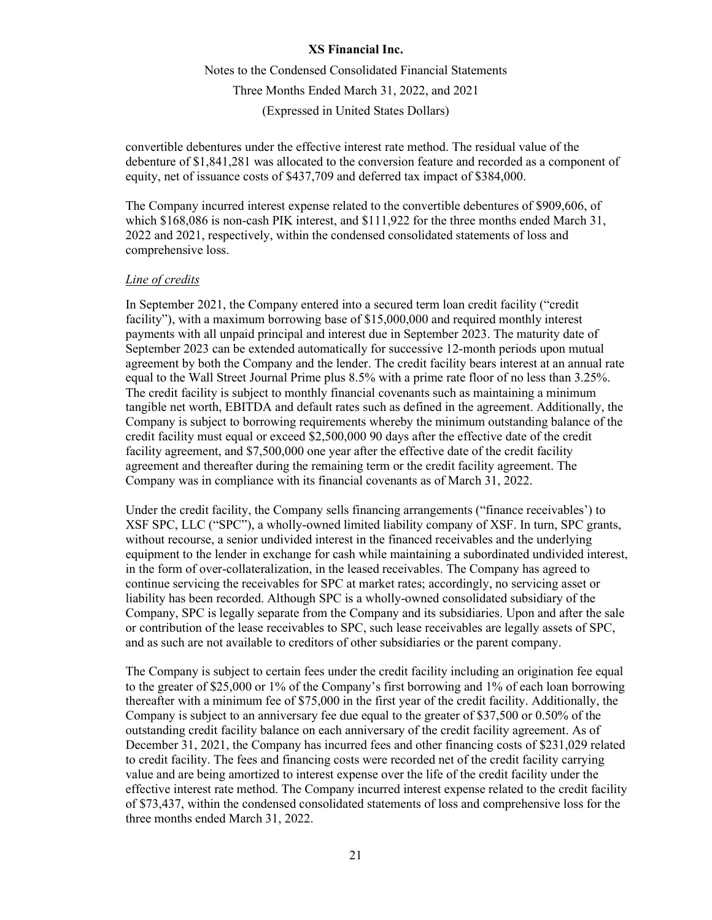convertible debentures under the effective interest rate method. The residual value of the debenture of $1,841,281 was allocated to the conversion feature and recorded as a component of equity, net of issuance costs of $437,709 and deferred tax impact of $384,000.

The Company incurred interest expense related to the convertible debentures of $909,606, of which $168,086 is non-cash PIK interest, and $111,922 for the three months ended March 31, 2022 and 2021, respectively, within the condensed consolidated statements of loss and comprehensive loss.

*Line of credits*

In September 2021, the Company entered into a secured term loan credit facility ("credit facility"), with a maximum borrowing base of $15,000,000 and required monthly interest payments with all unpaid principal and interest due in September 2023. The maturity date of September 2023 can be extended automatically for successive 12-month periods upon mutual agreement by both the Company and the lender. The credit facility bears interest at an annual rate equal to the Wall Street Journal Prime plus 8.5% with a prime rate floor of no less than 3.25%. The credit facility is subject to monthly financial covenants such as maintaining a minimum tangible net worth, EBITDA and default rates such as defined in the agreement. Additionally, the Company is subject to borrowing requirements whereby the minimum outstanding balance of the credit facility must equal or exceed $2,500,000 90 days after the effective date of the credit facility agreement, and $7,500,000 one year after the effective date of the credit facility agreement and thereafter during the remaining term or the credit facility agreement. The Company was in compliance with its financial covenants as of March 31, 2022.

Under the credit facility, the Company sells financing arrangements ("finance receivables') to XSF SPC, LLC ("SPC"), a wholly-owned limited liability company of XSF. In turn, SPC grants, without recourse, a senior undivided interest in the financed receivables and the underlying equipment to the lender in exchange for cash while maintaining a subordinated undivided interest, in the form of over-collateralization, in the leased receivables. The Company has agreed to continue servicing the receivables for SPC at market rates; accordingly, no servicing asset or liability has been recorded. Although SPC is a wholly-owned consolidated subsidiary of the Company, SPC is legally separate from the Company and its subsidiaries. Upon and after the sale or contribution of the lease receivables to SPC, such lease receivables are legally assets of SPC, and as such are not available to creditors of other subsidiaries or the parent company.

The Company is subject to certain fees under the credit facility including an origination fee equal to the greater of $25,000 or 1% of the Company's first borrowing and 1% of each loan borrowing thereafter with a minimum fee of $75,000 in the first year of the credit facility. Additionally, the Company is subject to an anniversary fee due equal to the greater of $37,500 or 0.50% of the outstanding credit facility balance on each anniversary of the credit facility agreement. As of December 31, 2021, the Company has incurred fees and other financing costs of $231,029 related to credit facility. The fees and financing costs were recorded net of the credit facility carrying value and are being amortized to interest expense over the life of the credit facility under the effective interest rate method. The Company incurred interest expense related to the credit facility of $73,437, within the condensed consolidated statements of loss and comprehensive loss for the three months ended March 31, 2022.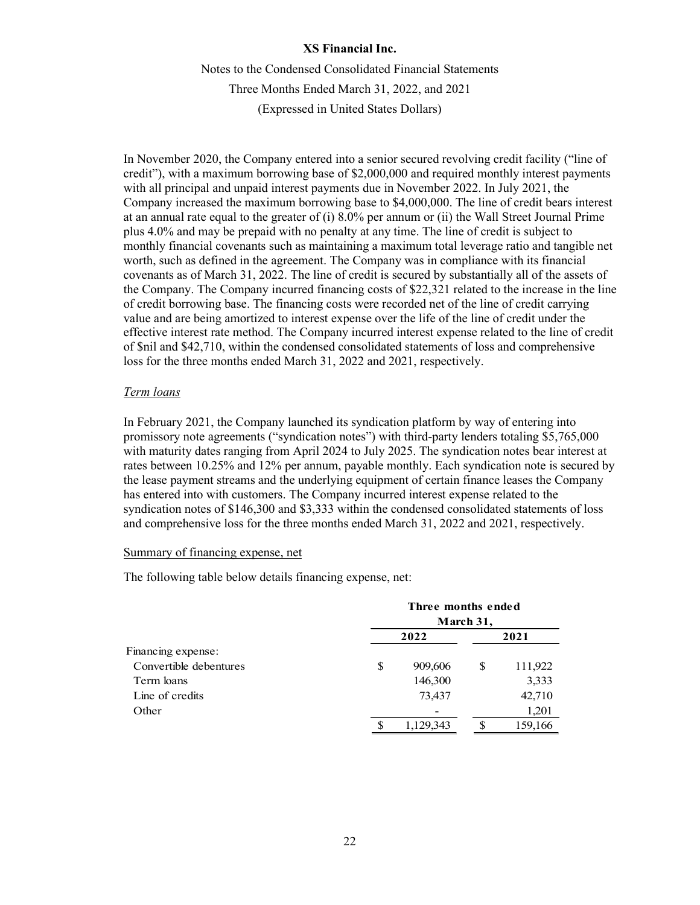In November 2020, the Company entered into a senior secured revolving credit facility ("line of credit"), with a maximum borrowing base of $2,000,000 and required monthly interest payments with all principal and unpaid interest payments due in November 2022. In July 2021, the Company increased the maximum borrowing base to $4,000,000. The line of credit bears interest at an annual rate equal to the greater of (i) 8.0% per annum or (ii) the Wall Street Journal Prime plus 4.0% and may be prepaid with no penalty at any time. The line of credit is subject to monthly financial covenants such as maintaining a maximum total leverage ratio and tangible net worth, such as defined in the agreement. The Company was in compliance with its financial covenants as of March 31, 2022. The line of credit is secured by substantially all of the assets of the Company. The Company incurred financing costs of $22,321 related to the increase in the line of credit borrowing base. The financing costs were recorded net of the line of credit carrying value and are being amortized to interest expense over the life of the line of credit under the effective interest rate method. The Company incurred interest expense related to the line of credit of $nil and $42,710, within the condensed consolidated statements of loss and comprehensive loss for the three months ended March 31, 2022 and 2021, respectively.

*Term loans*

In February 2021, the Company launched its syndication platform by way of entering into promissory note agreements ("syndication notes") with third-party lenders totaling $5,765,000 with maturity dates ranging from April 2024 to July 2025. The syndication notes bear interest at rates between 10.25% and 12% per annum, payable monthly. Each syndication note is secured by the lease payment streams and the underlying equipment of certain finance leases the Company has entered into with customers. The Company incurred interest expense related to the syndication notes of $146,300 and $3,333 within the condensed consolidated statements of loss and comprehensive loss for the three months ended March 31, 2022 and 2021, respectively.

Summary of financing expense, net

The following table below details financing expense, net:

| | Three months ended March 31, | |
|---|---|---|
| | **2022** | **2021** |
| Financing expense: | | |
| Convertible debentures | $ 909,606 | $ 111,922 |
| Term loans | 146,300 | 3,333 |
| Line of credits | 73,437 | 42,710 |
| Other | - | 1,201 |
| | $ 1,129,343 | $ 159,166 |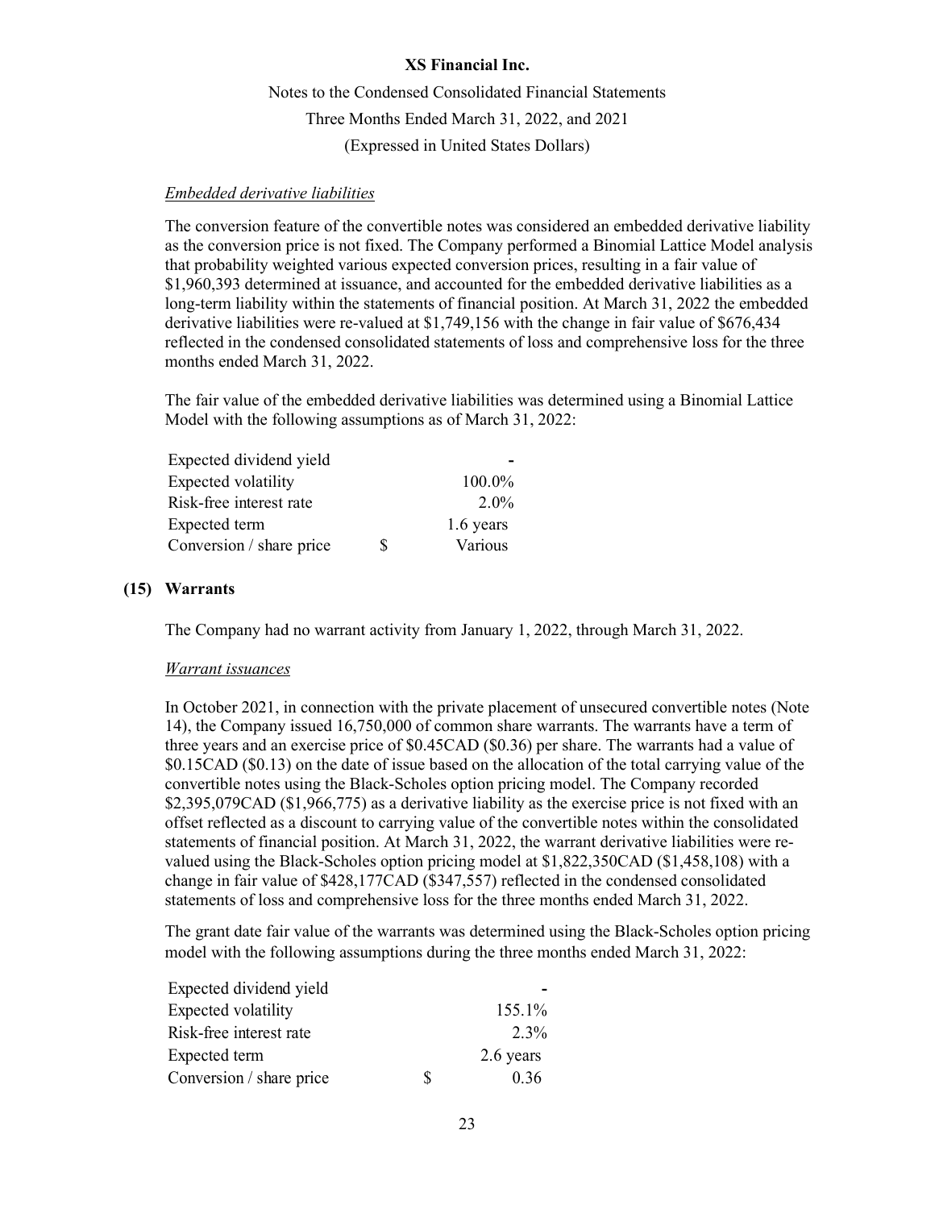*Embedded derivative liabilities*

The conversion feature of the convertible notes was considered an embedded derivative liability as the conversion price is not fixed. The Company performed a Binomial Lattice Model analysis that probability weighted various expected conversion prices, resulting in a fair value of $1,960,393 determined at issuance, and accounted for the embedded derivative liabilities as a long-term liability within the statements of financial position. At March 31, 2022 the embedded derivative liabilities were re-valued at $1,749,156 with the change in fair value of $676,434 reflected in the condensed consolidated statements of loss and comprehensive loss for the three months ended March 31, 2022.

The fair value of the embedded derivative liabilities was determined using a Binomial Lattice Model with the following assumptions as of March 31, 2022:

| | | |
|---|---|---|
| Expected dividend yield | | - |
| Expected volatility | | 100.0% |
| Risk-free interest rate | | 2.0% |
| Expected term | | 1.6 years |
| Conversion / share price | $ | Various |

## (15) Warrants

The Company had no warrant activity from January 1, 2022, through March 31, 2022.

*Warrant issuances*

In October 2021, in connection with the private placement of unsecured convertible notes (Note 14), the Company issued 16,750,000 of common share warrants. The warrants have a term of three years and an exercise price of $0.45CAD ($0.36) per share. The warrants had a value of $0.15CAD ($0.13) on the date of issue based on the allocation of the total carrying value of the convertible notes using the Black-Scholes option pricing model. The Company recorded $2,395,079CAD ($1,966,775) as a derivative liability as the exercise price is not fixed with an offset reflected as a discount to carrying value of the convertible notes within the consolidated statements of financial position. At March 31, 2022, the warrant derivative liabilities were re-valued using the Black-Scholes option pricing model at $1,822,350CAD ($1,458,108) with a change in fair value of $428,177CAD ($347,557) reflected in the condensed consolidated statements of loss and comprehensive loss for the three months ended March 31, 2022.

The grant date fair value of the warrants was determined using the Black-Scholes option pricing model with the following assumptions during the three months ended March 31, 2022:

| | | |
|---|---|---|
| Expected dividend yield | | - |
| Expected volatility | | 155.1% |
| Risk-free interest rate | | 2.3% |
| Expected term | | 2.6 years |
| Conversion / share price | $ | 0.36 |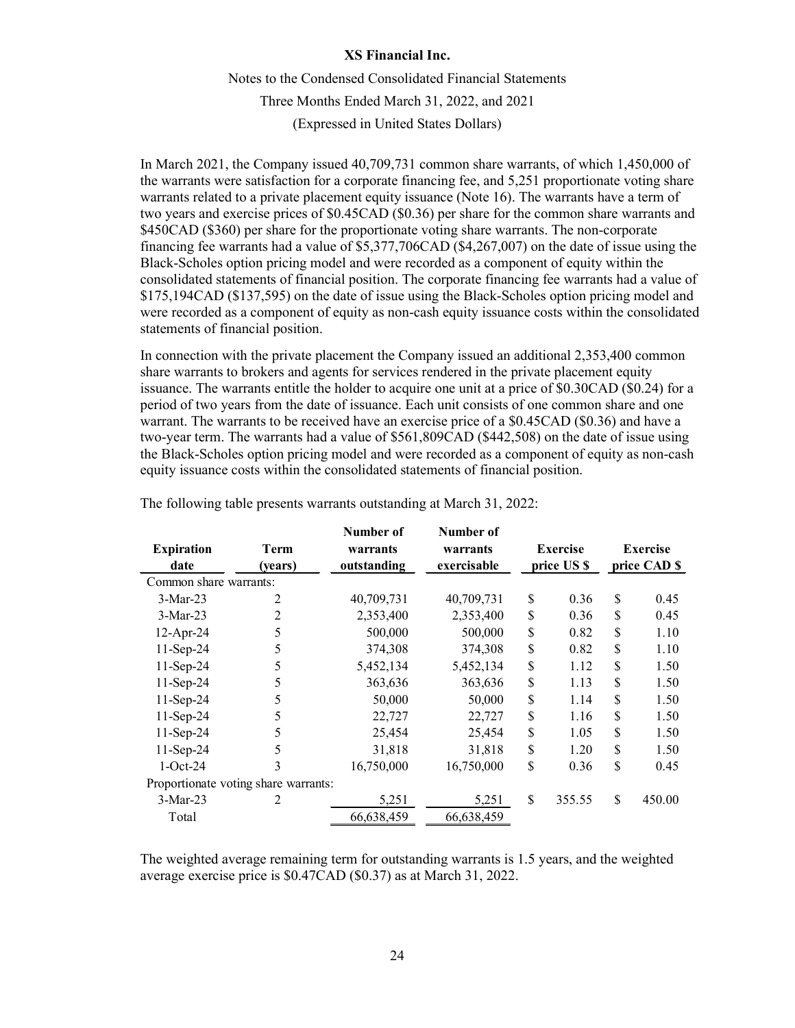In March 2021, the Company issued 40,709,731 common share warrants, of which 1,450,000 of the warrants were satisfaction for a corporate financing fee, and 5,251 proportionate voting share warrants related to a private placement equity issuance (Note 16). The warrants have a term of two years and exercise prices of $0.45CAD ($0.36) per share for the common share warrants and $450CAD ($360) per share for the proportionate voting share warrants. The non-corporate financing fee warrants had a value of $5,377,706CAD ($4,267,007) on the date of issue using the Black-Scholes option pricing model and were recorded as a component of equity within the consolidated statements of financial position. The corporate financing fee warrants had a value of $175,194CAD ($137,595) on the date of issue using the Black-Scholes option pricing model and were recorded as a component of equity as non-cash equity issuance costs within the consolidated statements of financial position.

In connection with the private placement the Company issued an additional 2,353,400 common share warrants to brokers and agents for services rendered in the private placement equity issuance. The warrants entitle the holder to acquire one unit at a price of $0.30CAD ($0.24) for a period of two years from the date of issuance. Each unit consists of one common share and one warrant. The warrants to be received have an exercise price of a $0.45CAD ($0.36) and have a two-year term. The warrants had a value of $561,809CAD ($442,508) on the date of issue using the Black-Scholes option pricing model and were recorded as a component of equity as non-cash equity issuance costs within the consolidated statements of financial position.

The following table presents warrants outstanding at March 31, 2022:

| Expiration date | Term (years) | Number of warrants outstanding | Number of warrants exercisable | Exercise price US $ | Exercise price CAD $ |
|---|---|---|---|---|---|
| Common share warrants: | | | | | |
| 3-Mar-23 | 2 | 40,709,731 | 40,709,731 | $ 0.36 | $ 0.45 |
| 3-Mar-23 | 2 | 2,353,400 | 2,353,400 | $ 0.36 | $ 0.45 |
| 12-Apr-24 | 5 | 500,000 | 500,000 | $ 0.82 | $ 1.10 |
| 11-Sep-24 | 5 | 374,308 | 374,308 | $ 0.82 | $ 1.10 |
| 11-Sep-24 | 5 | 5,452,134 | 5,452,134 | $ 1.12 | $ 1.50 |
| 11-Sep-24 | 5 | 363,636 | 363,636 | $ 1.13 | $ 1.50 |
| 11-Sep-24 | 5 | 50,000 | 50,000 | $ 1.14 | $ 1.50 |
| 11-Sep-24 | 5 | 22,727 | 22,727 | $ 1.16 | $ 1.50 |
| 11-Sep-24 | 5 | 25,454 | 25,454 | $ 1.05 | $ 1.50 |
| 11-Sep-24 | 5 | 31,818 | 31,818 | $ 1.20 | $ 1.50 |
| 1-Oct-24 | 3 | 16,750,000 | 16,750,000 | $ 0.36 | $ 0.45 |
| Proportionate voting share warrants: | | | | | |
| 3-Mar-23 | 2 | 5,251 | 5,251 | $ 355.55 | $ 450.00 |
| Total | | 66,638,459 | 66,638,459 | | |

The weighted average remaining term for outstanding warrants is 1.5 years, and the weighted average exercise price is $0.47CAD ($0.37) as at March 31, 2022.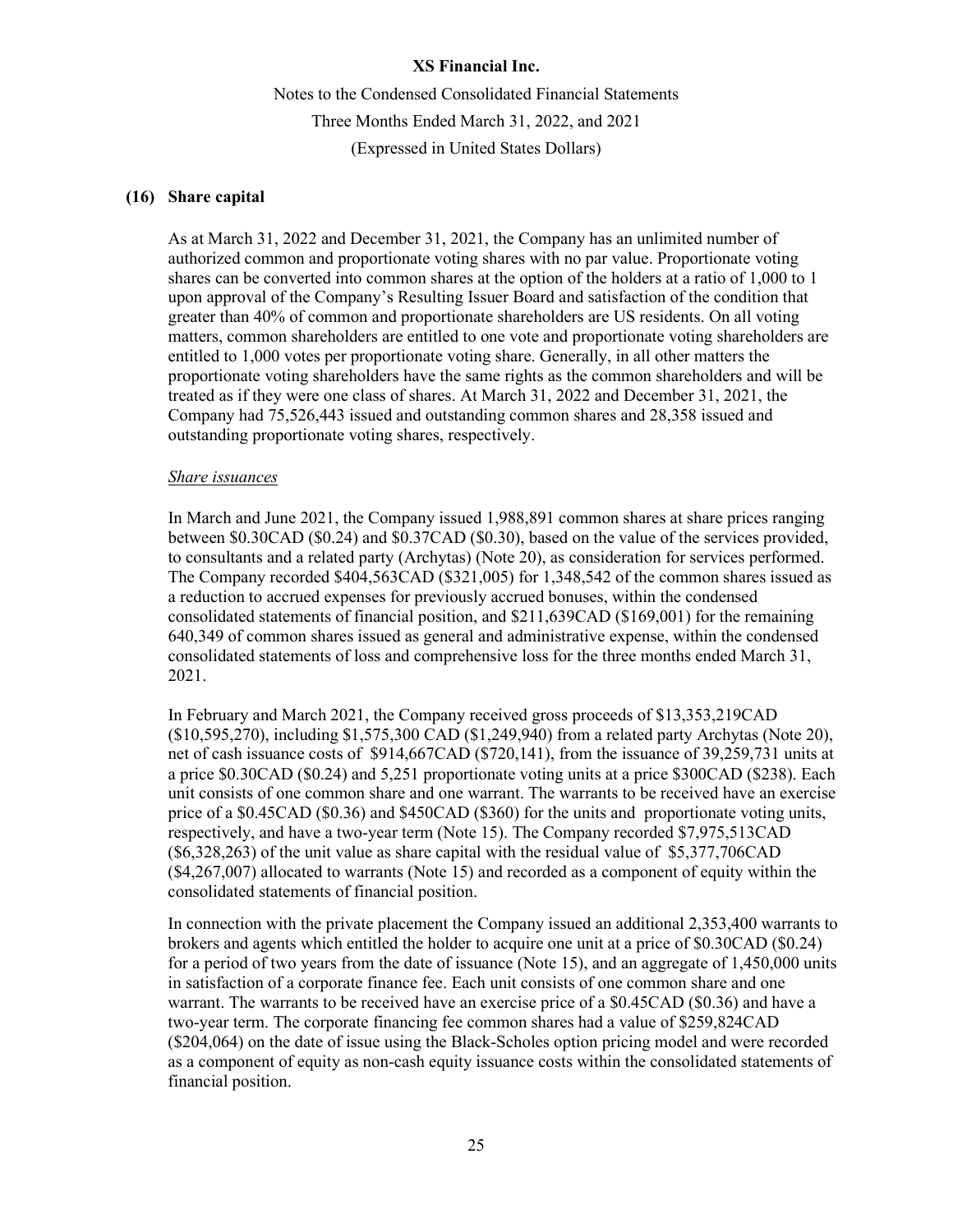## (16) Share capital

As at March 31, 2022 and December 31, 2021, the Company has an unlimited number of authorized common and proportionate voting shares with no par value. Proportionate voting shares can be converted into common shares at the option of the holders at a ratio of 1,000 to 1 upon approval of the Company's Resulting Issuer Board and satisfaction of the condition that greater than 40% of common and proportionate shareholders are US residents. On all voting matters, common shareholders are entitled to one vote and proportionate voting shareholders are entitled to 1,000 votes per proportionate voting share. Generally, in all other matters the proportionate voting shareholders have the same rights as the common shareholders and will be treated as if they were one class of shares. At March 31, 2022 and December 31, 2021, the Company had 75,526,443 issued and outstanding common shares and 28,358 issued and outstanding proportionate voting shares, respectively.

*Share issuances*

In March and June 2021, the Company issued 1,988,891 common shares at share prices ranging between \$0.30CAD (\$0.24) and \$0.37CAD (\$0.30), based on the value of the services provided, to consultants and a related party (Archytas) (Note 20), as consideration for services performed. The Company recorded \$404,563CAD (\$321,005) for 1,348,542 of the common shares issued as a reduction to accrued expenses for previously accrued bonuses, within the condensed consolidated statements of financial position, and \$211,639CAD (\$169,001) for the remaining 640,349 of common shares issued as general and administrative expense, within the condensed consolidated statements of loss and comprehensive loss for the three months ended March 31, 2021.

In February and March 2021, the Company received gross proceeds of \$13,353,219CAD (\$10,595,270), including \$1,575,300 CAD (\$1,249,940) from a related party Archytas (Note 20), net of cash issuance costs of \$914,667CAD (\$720,141), from the issuance of 39,259,731 units at a price \$0.30CAD (\$0.24) and 5,251 proportionate voting units at a price \$300CAD (\$238). Each unit consists of one common share and one warrant. The warrants to be received have an exercise price of a \$0.45CAD (\$0.36) and \$450CAD (\$360) for the units and proportionate voting units, respectively, and have a two-year term (Note 15). The Company recorded \$7,975,513CAD (\$6,328,263) of the unit value as share capital with the residual value of \$5,377,706CAD (\$4,267,007) allocated to warrants (Note 15) and recorded as a component of equity within the consolidated statements of financial position.

In connection with the private placement the Company issued an additional 2,353,400 warrants to brokers and agents which entitled the holder to acquire one unit at a price of \$0.30CAD (\$0.24) for a period of two years from the date of issuance (Note 15), and an aggregate of 1,450,000 units in satisfaction of a corporate finance fee. Each unit consists of one common share and one warrant. The warrants to be received have an exercise price of a \$0.45CAD (\$0.36) and have a two-year term. The corporate financing fee common shares had a value of \$259,824CAD (\$204,064) on the date of issue using the Black-Scholes option pricing model and were recorded as a component of equity as non-cash equity issuance costs within the consolidated statements of financial position.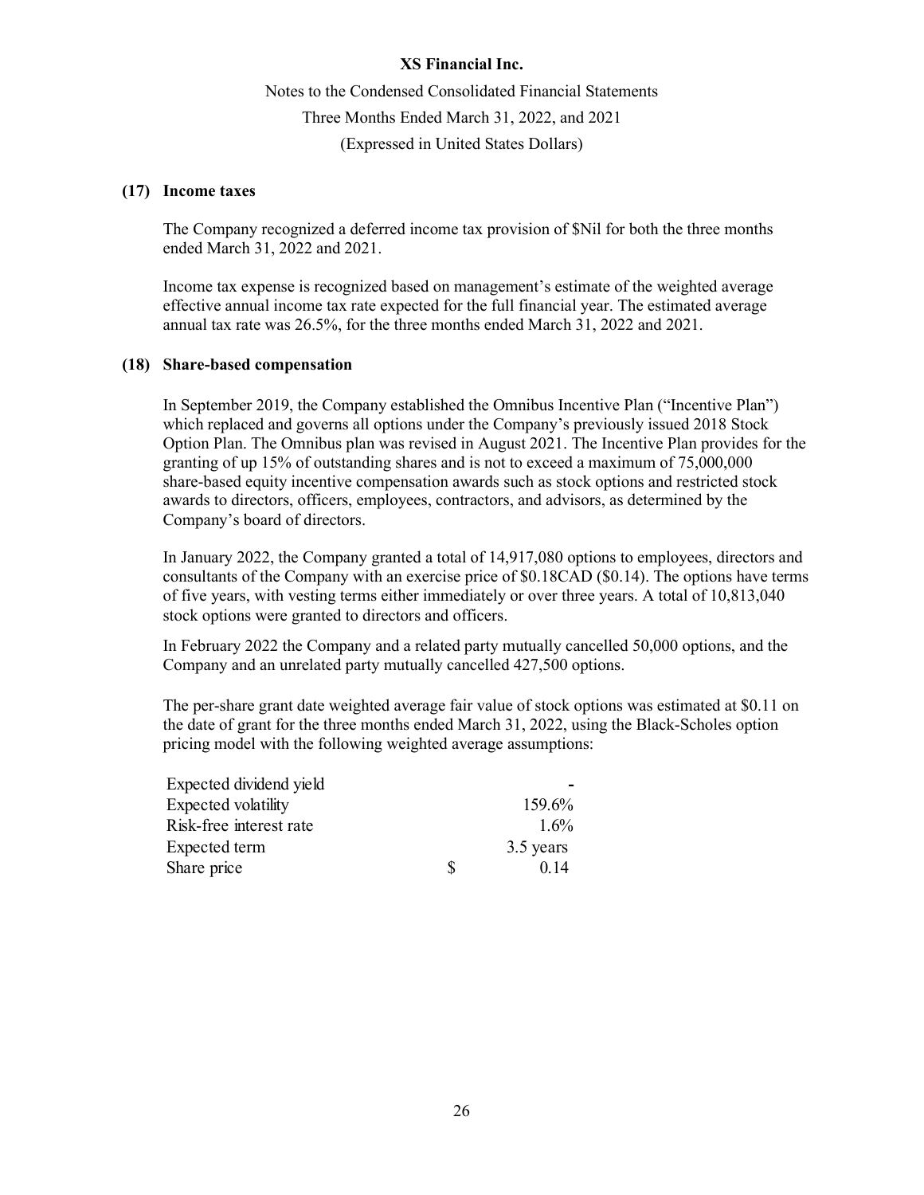**XS Financial Inc.**

Notes to the Condensed Consolidated Financial Statements

Three Months Ended March 31, 2022, and 2021

(Expressed in United States Dollars)

## (17) Income taxes

The Company recognized a deferred income tax provision of $Nil for both the three months ended March 31, 2022 and 2021.

Income tax expense is recognized based on management's estimate of the weighted average effective annual income tax rate expected for the full financial year. The estimated average annual tax rate was 26.5%, for the three months ended March 31, 2022 and 2021.

## (18) Share-based compensation

In September 2019, the Company established the Omnibus Incentive Plan ("Incentive Plan") which replaced and governs all options under the Company's previously issued 2018 Stock Option Plan. The Omnibus plan was revised in August 2021. The Incentive Plan provides for the granting of up 15% of outstanding shares and is not to exceed a maximum of 75,000,000 share-based equity incentive compensation awards such as stock options and restricted stock awards to directors, officers, employees, contractors, and advisors, as determined by the Company's board of directors.

In January 2022, the Company granted a total of 14,917,080 options to employees, directors and consultants of the Company with an exercise price of $0.18CAD ($0.14). The options have terms of five years, with vesting terms either immediately or over three years. A total of 10,813,040 stock options were granted to directors and officers.

In February 2022 the Company and a related party mutually cancelled 50,000 options, and the Company and an unrelated party mutually cancelled 427,500 options.

The per-share grant date weighted average fair value of stock options was estimated at $0.11 on the date of grant for the three months ended March 31, 2022, using the Black-Scholes option pricing model with the following weighted average assumptions:

| | | |
|---|---|---|
| Expected dividend yield | | - |
| Expected volatility | | 159.6% |
| Risk-free interest rate | | 1.6% |
| Expected term | | 3.5 years |
| Share price | $ | 0.14 |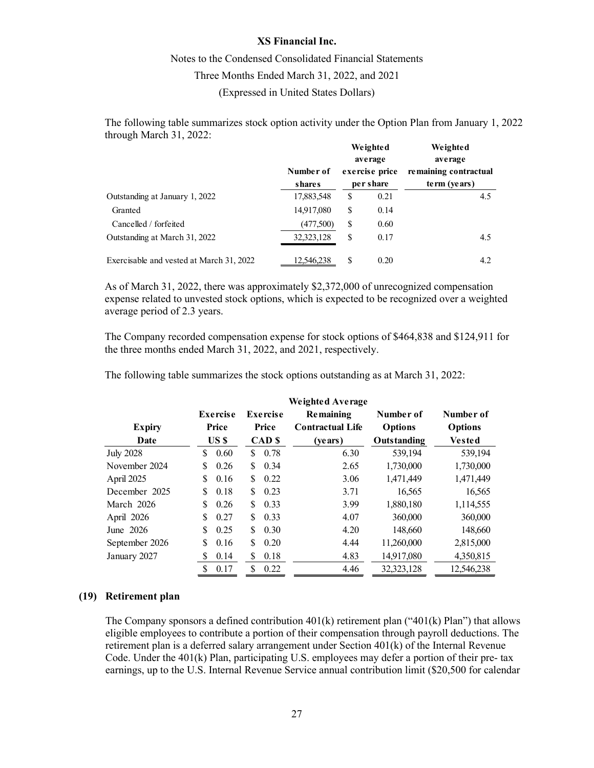The following table summarizes stock option activity under the Option Plan from January 1, 2022 through March 31, 2022:

| | Number of shares | Weighted average exercise price per share | Weighted average remaining contractual term (years) |
|---|---|---|---|
| Outstanding at January 1, 2022 | 17,883,548 | $ 0.21 | 4.5 |
| Granted | 14,917,080 | $ 0.14 | |
| Cancelled / forfeited | (477,500) | $ 0.60 | |
| Outstanding at March 31, 2022 | 32,323,128 | $ 0.17 | 4.5 |
| Exercisable and vested at March 31, 2022 | 12,546,238 | $ 0.20 | 4.2 |

As of March 31, 2022, there was approximately $2,372,000 of unrecognized compensation expense related to unvested stock options, which is expected to be recognized over a weighted average period of 2.3 years.

The Company recorded compensation expense for stock options of $464,838 and $124,911 for the three months ended March 31, 2022, and 2021, respectively.

The following table summarizes the stock options outstanding as at March 31, 2022:

| Expiry Date | Exercise Price US $ | Exercise Price CAD $ | Weighted Average Remaining Contractual Life (years) | Number of Options Outstanding | Number of Options Vested |
|---|---|---|---|---|---|
| July 2028 | $ 0.60 | $ 0.78 | 6.30 | 539,194 | 539,194 |
| November 2024 | $ 0.26 | $ 0.34 | 2.65 | 1,730,000 | 1,730,000 |
| April 2025 | $ 0.16 | $ 0.22 | 3.06 | 1,471,449 | 1,471,449 |
| December 2025 | $ 0.18 | $ 0.23 | 3.71 | 16,565 | 16,565 |
| March 2026 | $ 0.26 | $ 0.33 | 3.99 | 1,880,180 | 1,114,555 |
| April 2026 | $ 0.27 | $ 0.33 | 4.07 | 360,000 | 360,000 |
| June 2026 | $ 0.25 | $ 0.30 | 4.20 | 148,660 | 148,660 |
| September 2026 | $ 0.16 | $ 0.20 | 4.44 | 11,260,000 | 2,815,000 |
| January 2027 | $ 0.14 | $ 0.18 | 4.83 | 14,917,080 | 4,350,815 |
| | $ 0.17 | $ 0.22 | 4.46 | 32,323,128 | 12,546,238 |

## (19) Retirement plan

The Company sponsors a defined contribution 401(k) retirement plan ("401(k) Plan") that allows eligible employees to contribute a portion of their compensation through payroll deductions. The retirement plan is a deferred salary arrangement under Section 401(k) of the Internal Revenue Code. Under the 401(k) Plan, participating U.S. employees may defer a portion of their pre- tax earnings, up to the U.S. Internal Revenue Service annual contribution limit ($20,500 for calendar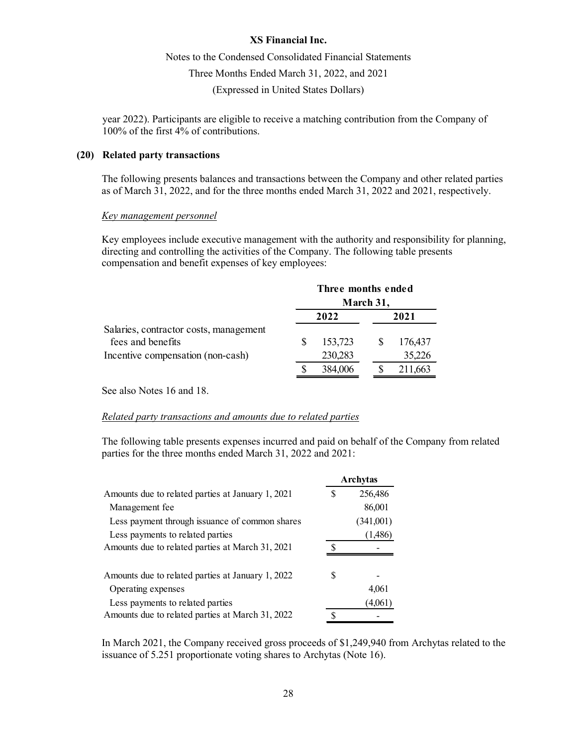year 2022). Participants are eligible to receive a matching contribution from the Company of 100% of the first 4% of contributions.

## (20) Related party transactions

The following presents balances and transactions between the Company and other related parties as of March 31, 2022, and for the three months ended March 31, 2022 and 2021, respectively.

*Key management personnel*

Key employees include executive management with the authority and responsibility for planning, directing and controlling the activities of the Company. The following table presents compensation and benefit expenses of key employees:

| | Three months ended March 31, | |
|---|---|---|
| | **2022** | **2021** |
| Salaries, contractor costs, management fees and benefits | $ 153,723 | $ 176,437 |
| Incentive compensation (non-cash) | 230,283 | 35,226 |
| | $ 384,006 | $ 211,663 |

See also Notes 16 and 18.

*Related party transactions and amounts due to related parties*

The following table presents expenses incurred and paid on behalf of the Company from related parties for the three months ended March 31, 2022 and 2021:

| | Archytas |
|---|---|
| Amounts due to related parties at January 1, 2021 | $ 256,486 |
| Management fee | 86,001 |
| Less payment through issuance of common shares | (341,001) |
| Less payments to related parties | (1,486) |
| Amounts due to related parties at March 31, 2021 | $ - |
| | |
| Amounts due to related parties at January 1, 2022 | $ - |
| Operating expenses | 4,061 |
| Less payments to related parties | (4,061) |
| Amounts due to related parties at March 31, 2022 | $ - |

In March 2021, the Company received gross proceeds of $1,249,940 from Archytas related to the issuance of 5.251 proportionate voting shares to Archytas (Note 16).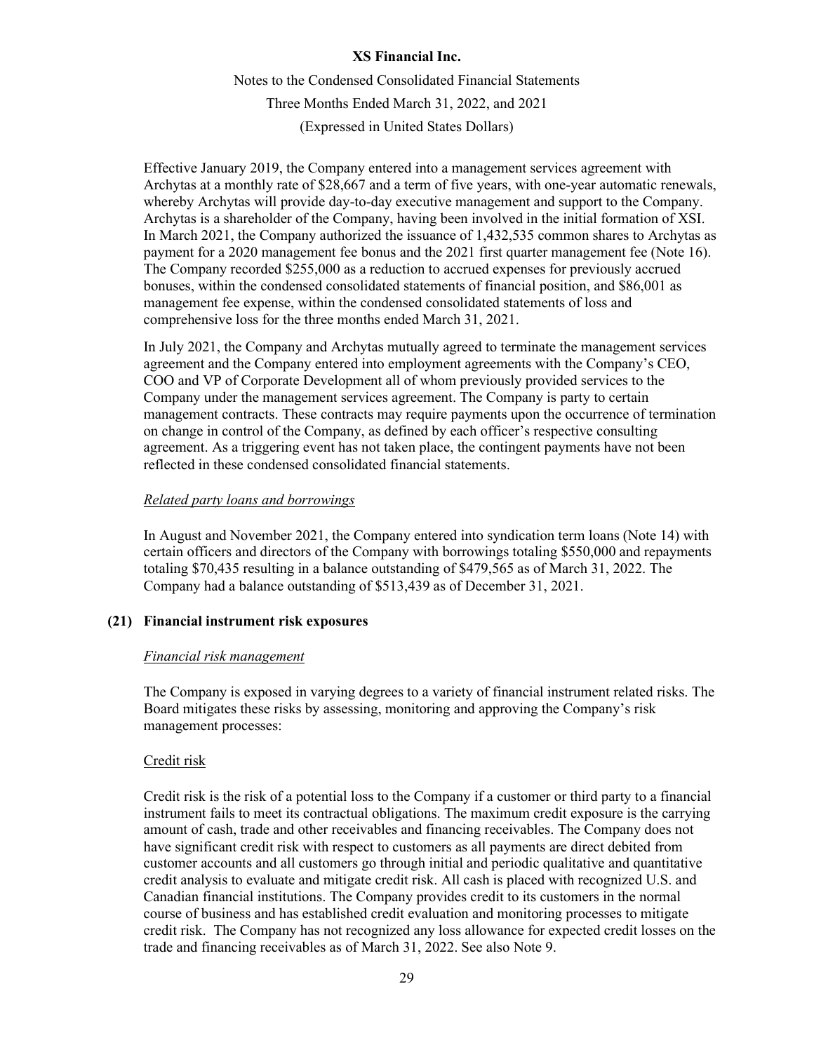Effective January 2019, the Company entered into a management services agreement with Archytas at a monthly rate of $28,667 and a term of five years, with one-year automatic renewals, whereby Archytas will provide day-to-day executive management and support to the Company. Archytas is a shareholder of the Company, having been involved in the initial formation of XSI. In March 2021, the Company authorized the issuance of 1,432,535 common shares to Archytas as payment for a 2020 management fee bonus and the 2021 first quarter management fee (Note 16). The Company recorded $255,000 as a reduction to accrued expenses for previously accrued bonuses, within the condensed consolidated statements of financial position, and $86,001 as management fee expense, within the condensed consolidated statements of loss and comprehensive loss for the three months ended March 31, 2021.

In July 2021, the Company and Archytas mutually agreed to terminate the management services agreement and the Company entered into employment agreements with the Company's CEO, COO and VP of Corporate Development all of whom previously provided services to the Company under the management services agreement. The Company is party to certain management contracts. These contracts may require payments upon the occurrence of termination on change in control of the Company, as defined by each officer's respective consulting agreement. As a triggering event has not taken place, the contingent payments have not been reflected in these condensed consolidated financial statements.

*Related party loans and borrowings*

In August and November 2021, the Company entered into syndication term loans (Note 14) with certain officers and directors of the Company with borrowings totaling $550,000 and repayments totaling $70,435 resulting in a balance outstanding of $479,565 as of March 31, 2022. The Company had a balance outstanding of $513,439 as of December 31, 2021.

## (21) Financial instrument risk exposures

*Financial risk management*

The Company is exposed in varying degrees to a variety of financial instrument related risks. The Board mitigates these risks by assessing, monitoring and approving the Company's risk management processes:

Credit risk

Credit risk is the risk of a potential loss to the Company if a customer or third party to a financial instrument fails to meet its contractual obligations. The maximum credit exposure is the carrying amount of cash, trade and other receivables and financing receivables. The Company does not have significant credit risk with respect to customers as all payments are direct debited from customer accounts and all customers go through initial and periodic qualitative and quantitative credit analysis to evaluate and mitigate credit risk. All cash is placed with recognized U.S. and Canadian financial institutions. The Company provides credit to its customers in the normal course of business and has established credit evaluation and monitoring processes to mitigate credit risk. The Company has not recognized any loss allowance for expected credit losses on the trade and financing receivables as of March 31, 2022. See also Note 9.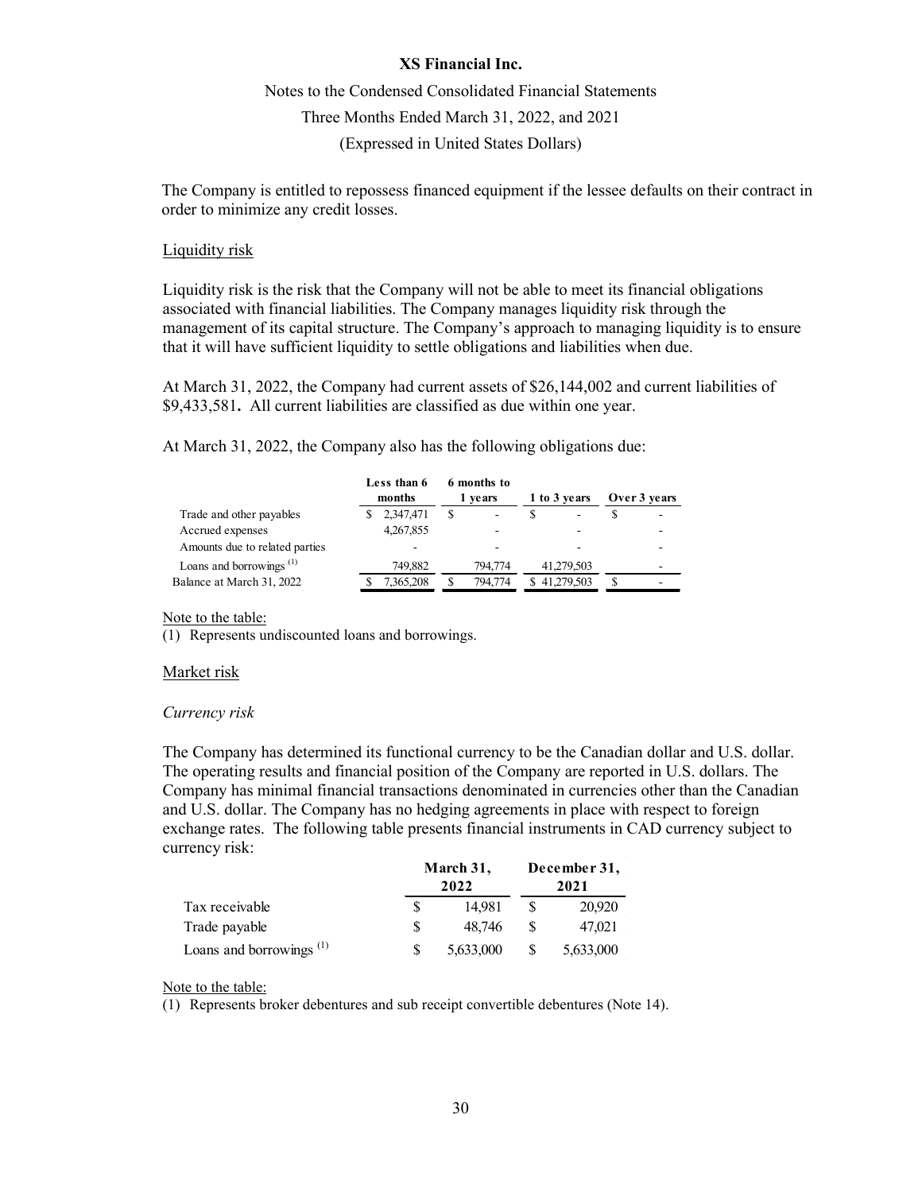The Company is entitled to repossess financed equipment if the lessee defaults on their contract in order to minimize any credit losses.

Liquidity risk

Liquidity risk is the risk that the Company will not be able to meet its financial obligations associated with financial liabilities. The Company manages liquidity risk through the management of its capital structure. The Company's approach to managing liquidity is to ensure that it will have sufficient liquidity to settle obligations and liabilities when due.

At March 31, 2022, the Company had current assets of $26,144,002 and current liabilities of $9,433,581**.** All current liabilities are classified as due within one year.

At March 31, 2022, the Company also has the following obligations due:

| | Less than 6 months | 6 months to 1 years | 1 to 3 years | Over 3 years |
|---|---|---|---|---|
| Trade and other payables | $ 2,347,471 | $ - | $ - | $ - |
| Accrued expenses | 4,267,855 | - | - | - |
| Amounts due to related parties | - | - | - | - |
| Loans and borrowings (1) | 749,882 | 794,774 | 41,279,503 | - |
| Balance at March 31, 2022 | $ 7,365,208 | $ 794,774 | $ 41,279,503 | $ - |

Note to the table:
(1) Represents undiscounted loans and borrowings.

Market risk

*Currency risk*

The Company has determined its functional currency to be the Canadian dollar and U.S. dollar. The operating results and financial position of the Company are reported in U.S. dollars. The Company has minimal financial transactions denominated in currencies other than the Canadian and U.S. dollar. The Company has no hedging agreements in place with respect to foreign exchange rates. The following table presents financial instruments in CAD currency subject to currency risk:

| | March 31, 2022 | December 31, 2021 |
|---|---|---|
| Tax receivable | $ 14,981 | $ 20,920 |
| Trade payable | $ 48,746 | $ 47,021 |
| Loans and borrowings (1) | $ 5,633,000 | $ 5,633,000 |

Note to the table:
(1) Represents broker debentures and sub receipt convertible debentures (Note 14).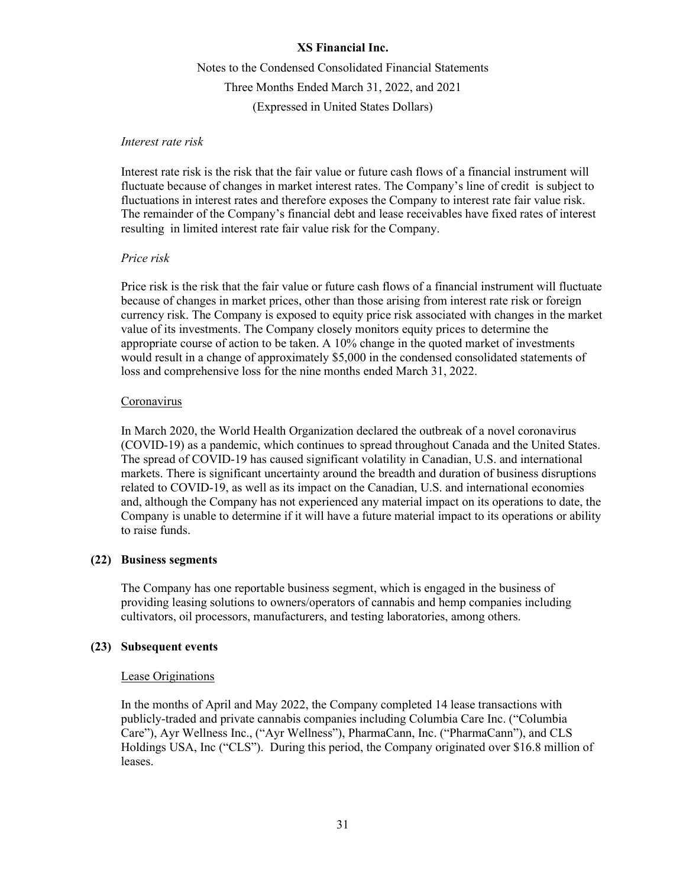*Interest rate risk*

Interest rate risk is the risk that the fair value or future cash flows of a financial instrument will fluctuate because of changes in market interest rates. The Company's line of credit is subject to fluctuations in interest rates and therefore exposes the Company to interest rate fair value risk. The remainder of the Company's financial debt and lease receivables have fixed rates of interest resulting in limited interest rate fair value risk for the Company.

*Price risk*

Price risk is the risk that the fair value or future cash flows of a financial instrument will fluctuate because of changes in market prices, other than those arising from interest rate risk or foreign currency risk. The Company is exposed to equity price risk associated with changes in the market value of its investments. The Company closely monitors equity prices to determine the appropriate course of action to be taken. A 10% change in the quoted market of investments would result in a change of approximately $5,000 in the condensed consolidated statements of loss and comprehensive loss for the nine months ended March 31, 2022.

Coronavirus

In March 2020, the World Health Organization declared the outbreak of a novel coronavirus (COVID-19) as a pandemic, which continues to spread throughout Canada and the United States. The spread of COVID-19 has caused significant volatility in Canadian, U.S. and international markets. There is significant uncertainty around the breadth and duration of business disruptions related to COVID-19, as well as its impact on the Canadian, U.S. and international economies and, although the Company has not experienced any material impact on its operations to date, the Company is unable to determine if it will have a future material impact to its operations or ability to raise funds.

## (22) Business segments

The Company has one reportable business segment, which is engaged in the business of providing leasing solutions to owners/operators of cannabis and hemp companies including cultivators, oil processors, manufacturers, and testing laboratories, among others.

## (23) Subsequent events

Lease Originations

In the months of April and May 2022, the Company completed 14 lease transactions with publicly-traded and private cannabis companies including Columbia Care Inc. ("Columbia Care"), Ayr Wellness Inc., ("Ayr Wellness"), PharmaCann, Inc. ("PharmaCann"), and CLS Holdings USA, Inc ("CLS"). During this period, the Company originated over $16.8 million of leases.